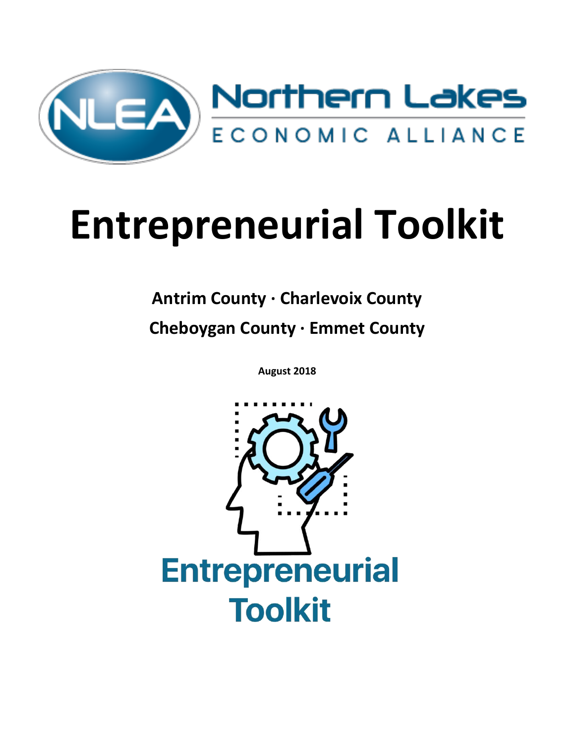Northern Lakes ECONOMIC ALLIANCE

# Entrepreneurial Toolkit

**Antrim County · Charlevoix County**

**Cheboygan County · Emmet County**

**August 2018**

Entrepreneurial Toolkit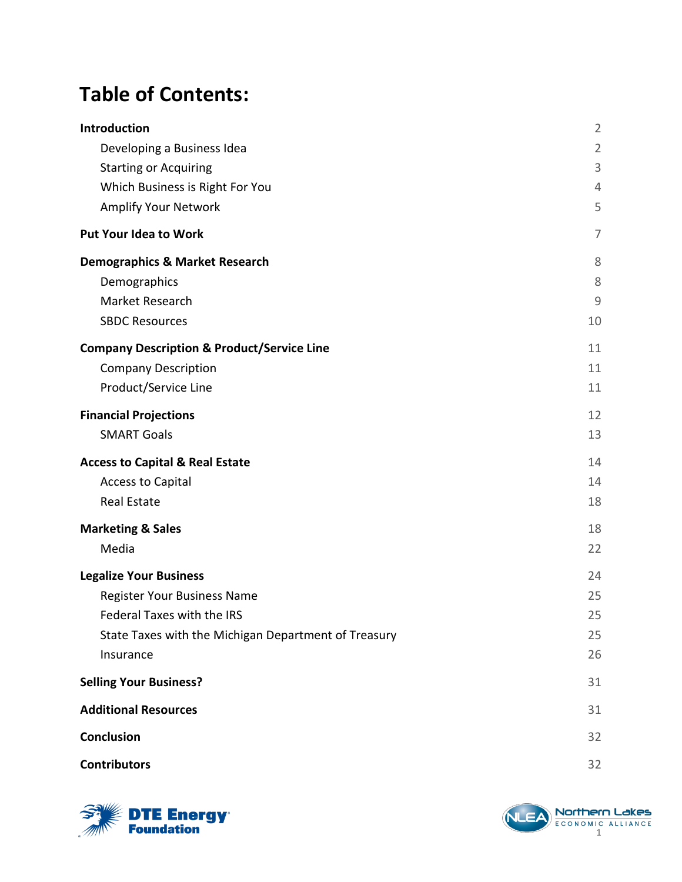# Table of Contents:

| | |
|---|---|
| **Introduction** | 2 |
| Developing a Business Idea | 2 |
| Starting or Acquiring | 3 |
| Which Business is Right For You | 4 |
| Amplify Your Network | 5 |
| **Put Your Idea to Work** | 7 |
| **Demographics & Market Research** | 8 |
| Demographics | 8 |
| Market Research | 9 |
| SBDC Resources | 10 |
| **Company Description & Product/Service Line** | 11 |
| Company Description | 11 |
| Product/Service Line | 11 |
| **Financial Projections** | 12 |
| SMART Goals | 13 |
| **Access to Capital & Real Estate** | 14 |
| Access to Capital | 14 |
| Real Estate | 18 |
| **Marketing & Sales** | 18 |
| Media | 22 |
| **Legalize Your Business** | 24 |
| Register Your Business Name | 25 |
| Federal Taxes with the IRS | 25 |
| State Taxes with the Michigan Department of Treasury | 25 |
| Insurance | 26 |
| **Selling Your Business?** | 31 |
| **Additional Resources** | 31 |
| **Conclusion** | 32 |
| **Contributors** | 32 |

DTE Energy Foundation

Northern Lakes Economic Alliance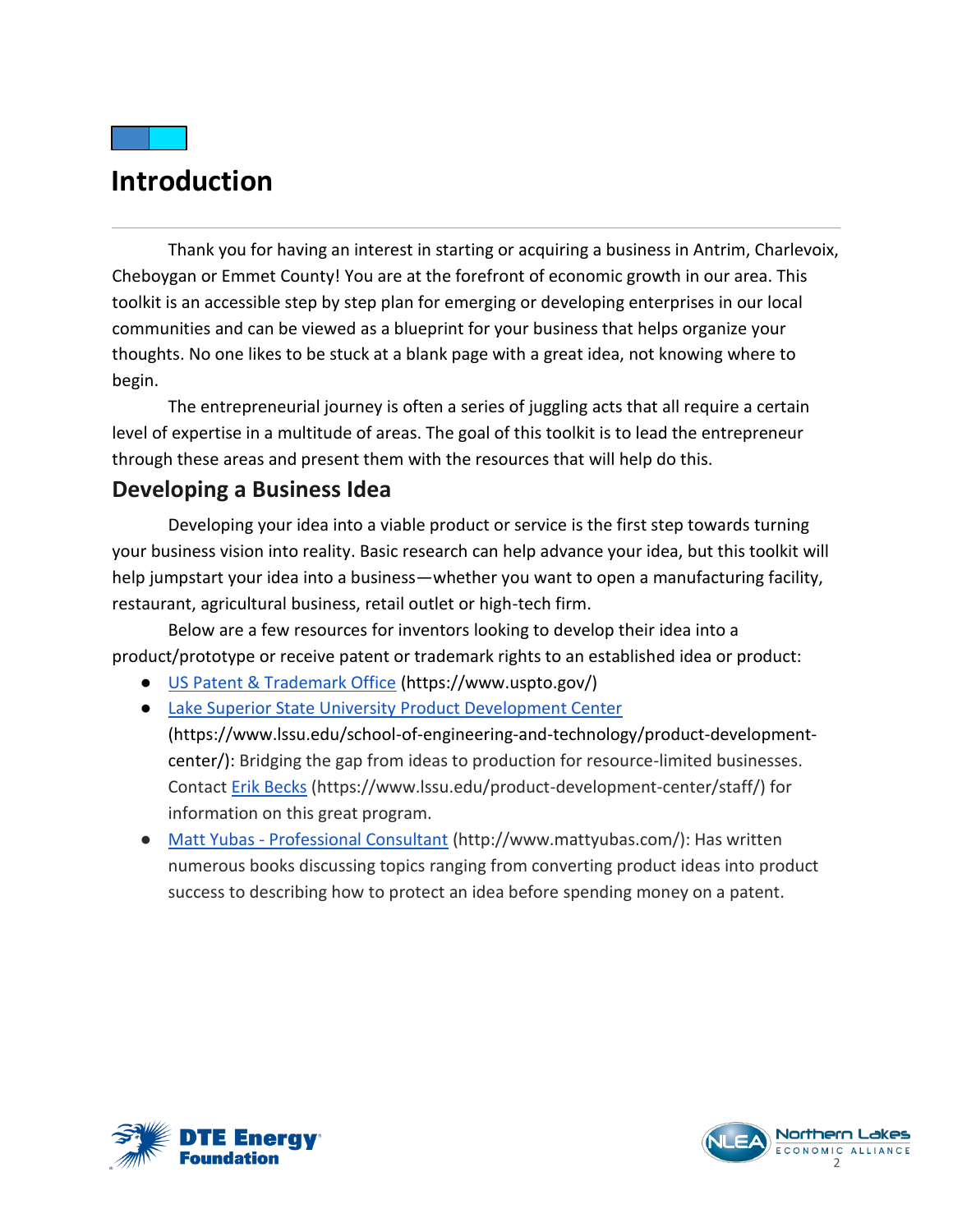# Introduction

Thank you for having an interest in starting or acquiring a business in Antrim, Charlevoix, Cheboygan or Emmet County! You are at the forefront of economic growth in our area. This toolkit is an accessible step by step plan for emerging or developing enterprises in our local communities and can be viewed as a blueprint for your business that helps organize your thoughts. No one likes to be stuck at a blank page with a great idea, not knowing where to begin.

The entrepreneurial journey is often a series of juggling acts that all require a certain level of expertise in a multitude of areas. The goal of this toolkit is to lead the entrepreneur through these areas and present them with the resources that will help do this.

## Developing a Business Idea

Developing your idea into a viable product or service is the first step towards turning your business vision into reality. Basic research can help advance your idea, but this toolkit will help jumpstart your idea into a business—whether you want to open a manufacturing facility, restaurant, agricultural business, retail outlet or high-tech firm.

Below are a few resources for inventors looking to develop their idea into a product/prototype or receive patent or trademark rights to an established idea or product:

- US Patent & Trademark Office (https://www.uspto.gov/)
- Lake Superior State University Product Development Center (https://www.lssu.edu/school-of-engineering-and-technology/product-development-center/): Bridging the gap from ideas to production for resource-limited businesses. Contact Erik Becks (https://www.lssu.edu/product-development-center/staff/) for information on this great program.
- Matt Yubas - Professional Consultant (http://www.mattyubas.com/): Has written numerous books discussing topics ranging from converting product ideas into product success to describing how to protect an idea before spending money on a patent.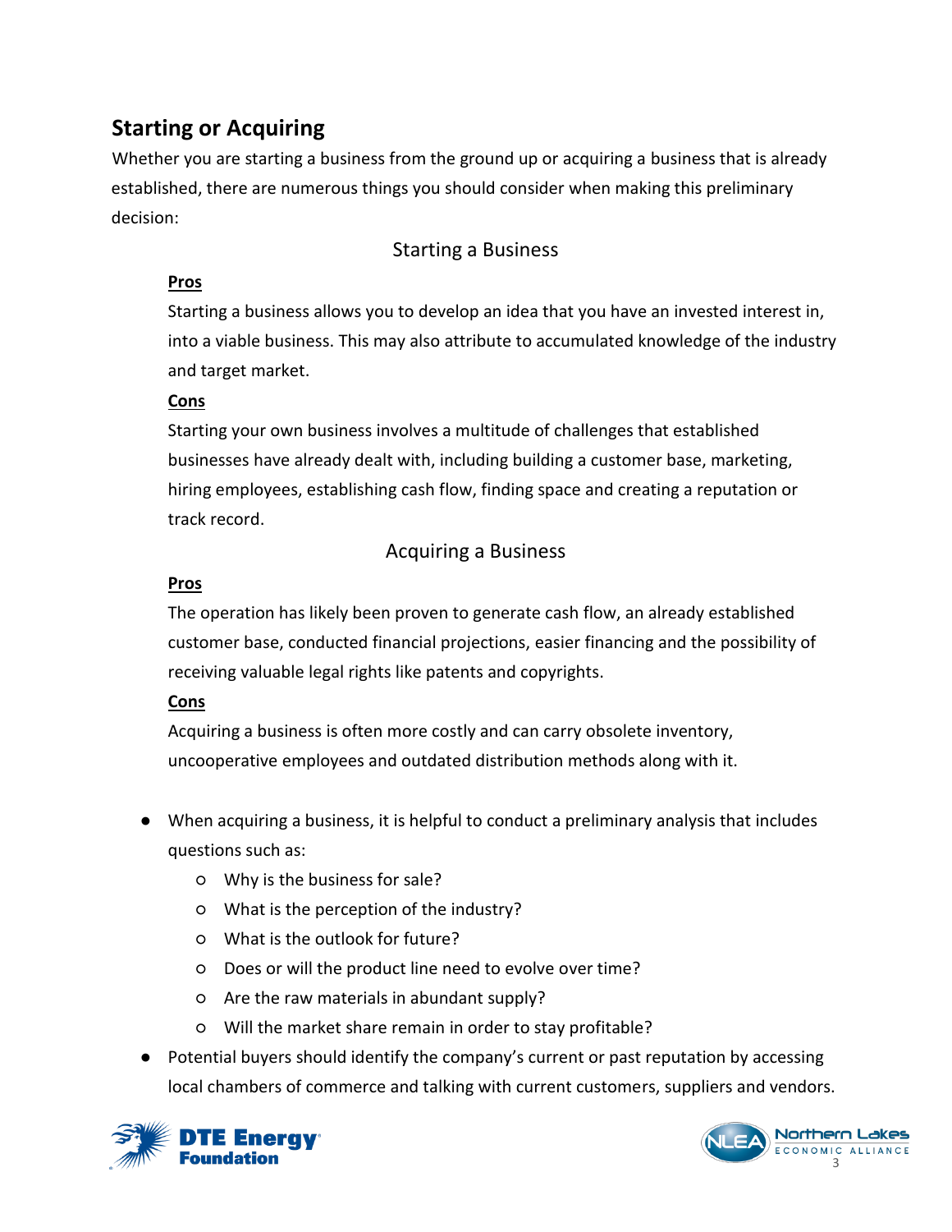## Starting or Acquiring

Whether you are starting a business from the ground up or acquiring a business that is already established, there are numerous things you should consider when making this preliminary decision:

### Starting a Business

**Pros**

Starting a business allows you to develop an idea that you have an invested interest in, into a viable business. This may also attribute to accumulated knowledge of the industry and target market.

**Cons**

Starting your own business involves a multitude of challenges that established businesses have already dealt with, including building a customer base, marketing, hiring employees, establishing cash flow, finding space and creating a reputation or track record.

### Acquiring a Business

**Pros**

The operation has likely been proven to generate cash flow, an already established customer base, conducted financial projections, easier financing and the possibility of receiving valuable legal rights like patents and copyrights.

**Cons**

Acquiring a business is often more costly and can carry obsolete inventory, uncooperative employees and outdated distribution methods along with it.

- When acquiring a business, it is helpful to conduct a preliminary analysis that includes questions such as:
  - Why is the business for sale?
  - What is the perception of the industry?
  - What is the outlook for future?
  - Does or will the product line need to evolve over time?
  - Are the raw materials in abundant supply?
  - Will the market share remain in order to stay profitable?
- Potential buyers should identify the company's current or past reputation by accessing local chambers of commerce and talking with current customers, suppliers and vendors.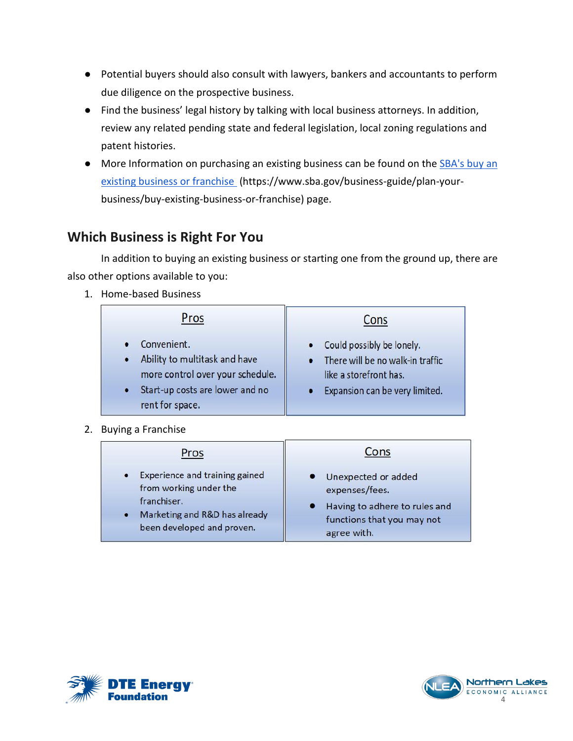- Potential buyers should also consult with lawyers, bankers and accountants to perform due diligence on the prospective business.
- Find the business' legal history by talking with local business attorneys. In addition, review any related pending state and federal legislation, local zoning regulations and patent histories.
- More Information on purchasing an existing business can be found on the [SBA's buy an existing business or franchise](https://www.sba.gov/business-guide/plan-your-business/buy-existing-business-or-franchise) (https://www.sba.gov/business-guide/plan-your-business/buy-existing-business-or-franchise) page.

## Which Business is Right For You

In addition to buying an existing business or starting one from the ground up, there are also other options available to you:

1. Home-based Business

| Pros | Cons |
| --- | --- |
| • Convenient.<br>• Ability to multitask and have more control over your schedule.<br>• Start-up costs are lower and no rent for space. | • Could possibly be lonely.<br>• There will be no walk-in traffic like a storefront has.<br>• Expansion can be very limited. |

2. Buying a Franchise

| Pros | Cons |
| --- | --- |
| • Experience and training gained from working under the franchiser.<br>• Marketing and R&D has already been developed and proven. | • Unexpected or added expenses/fees.<br>• Having to adhere to rules and functions that you may not agree with. |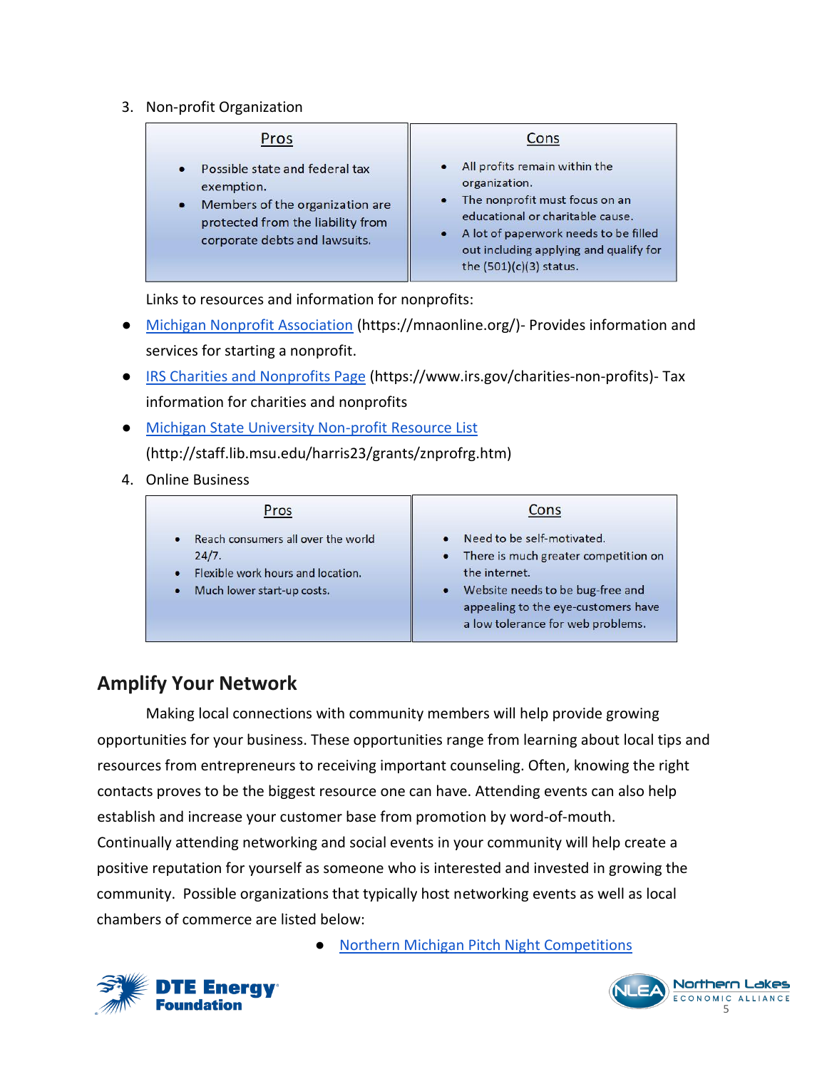3. Non-profit Organization

| Pros | Cons |
| --- | --- |
| • Possible state and federal tax exemption.<br>• Members of the organization are protected from the liability from corporate debts and lawsuits. | • All profits remain within the organization.<br>• The nonprofit must focus on an educational or charitable cause.<br>• A lot of paperwork needs to be filled out including applying and qualify for the (501)(c)(3) status. |

Links to resources and information for nonprofits:

- Michigan Nonprofit Association (https://mnaonline.org/)- Provides information and services for starting a nonprofit.
- IRS Charities and Nonprofits Page (https://www.irs.gov/charities-non-profits)- Tax information for charities and nonprofits
- Michigan State University Non-profit Resource List (http://staff.lib.msu.edu/harris23/grants/znprofrg.htm)

4. Online Business

| Pros | Cons |
| --- | --- |
| • Reach consumers all over the world 24/7.<br>• Flexible work hours and location.<br>• Much lower start-up costs. | • Need to be self-motivated.<br>• There is much greater competition on the internet.<br>• Website needs to be bug-free and appealing to the eye-customers have a low tolerance for web problems. |

## Amplify Your Network

Making local connections with community members will help provide growing opportunities for your business. These opportunities range from learning about local tips and resources from entrepreneurs to receiving important counseling. Often, knowing the right contacts proves to be the biggest resource one can have. Attending events can also help establish and increase your customer base from promotion by word-of-mouth. Continually attending networking and social events in your community will help create a positive reputation for yourself as someone who is interested and invested in growing the community. Possible organizations that typically host networking events as well as local chambers of commerce are listed below:

- Northern Michigan Pitch Night Competitions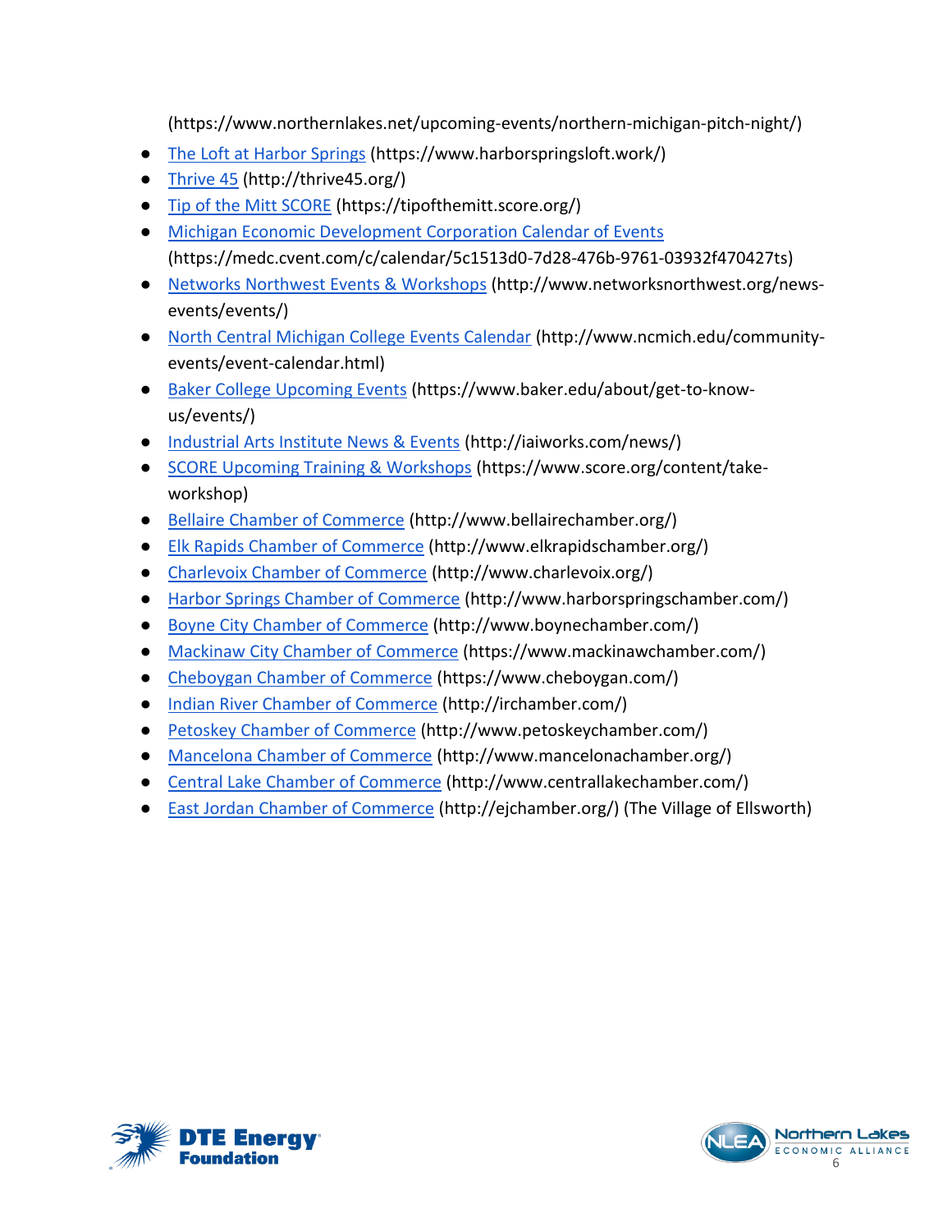(https://www.northernlakes.net/upcoming-events/northern-michigan-pitch-night/)

- The Loft at Harbor Springs (https://www.harborspringsloft.work/)
- Thrive 45 (http://thrive45.org/)
- Tip of the Mitt SCORE (https://tipofthemitt.score.org/)
- Michigan Economic Development Corporation Calendar of Events (https://medc.cvent.com/c/calendar/5c1513d0-7d28-476b-9761-03932f470427ts)
- Networks Northwest Events & Workshops (http://www.networksnorthwest.org/news-events/events/)
- North Central Michigan College Events Calendar (http://www.ncmich.edu/community-events/event-calendar.html)
- Baker College Upcoming Events (https://www.baker.edu/about/get-to-know-us/events/)
- Industrial Arts Institute News & Events (http://iaiworks.com/news/)
- SCORE Upcoming Training & Workshops (https://www.score.org/content/take-workshop)
- Bellaire Chamber of Commerce (http://www.bellairechamber.org/)
- Elk Rapids Chamber of Commerce (http://www.elkrapidschamber.org/)
- Charlevoix Chamber of Commerce (http://www.charlevoix.org/)
- Harbor Springs Chamber of Commerce (http://www.harborspringschamber.com/)
- Boyne City Chamber of Commerce (http://www.boynechamber.com/)
- Mackinaw City Chamber of Commerce (https://www.mackinawchamber.com/)
- Cheboygan Chamber of Commerce (https://www.cheboygan.com/)
- Indian River Chamber of Commerce (http://irchamber.com/)
- Petoskey Chamber of Commerce (http://www.petoskeychamber.com/)
- Mancelona Chamber of Commerce (http://www.mancelonachamber.org/)
- Central Lake Chamber of Commerce (http://www.centrallakechamber.com/)
- East Jordan Chamber of Commerce (http://ejchamber.org/) (The Village of Ellsworth)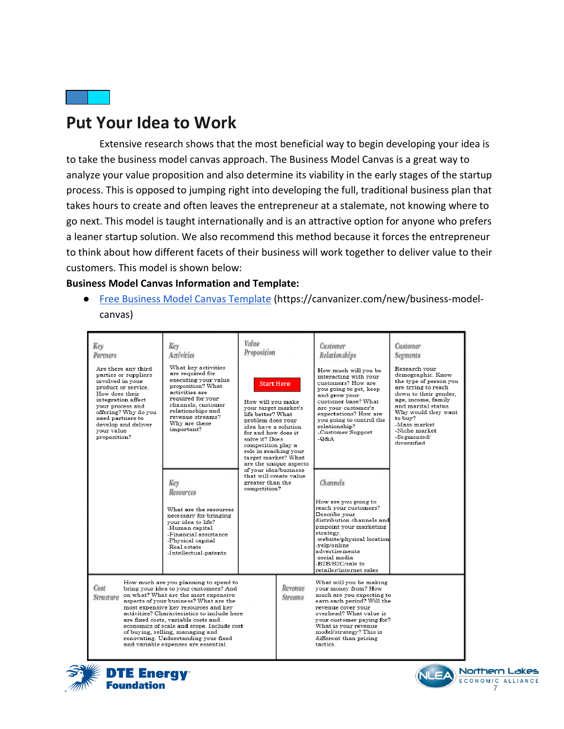## Put Your Idea to Work

Extensive research shows that the most beneficial way to begin developing your idea is to take the business model canvas approach. The Business Model Canvas is a great way to analyze your value proposition and also determine its viability in the early stages of the startup process. This is opposed to jumping right into developing the full, traditional business plan that takes hours to create and often leaves the entrepreneur at a stalemate, not knowing where to go next. This model is taught internationally and is an attractive option for anyone who prefers a leaner startup solution. We also recommend this method because it forces the entrepreneur to think about how different facets of their business will work together to deliver value to their customers. This model is shown below:

**Business Model Canvas Information and Template:**

- [Free Business Model Canvas Template](https://canvanizer.com/new/business-model-canvas) (https://canvanizer.com/new/business-model-canvas)

| Key Partners | Key Activities | Value Proposition | Customer Relationships | Customer Segments |
|---|---|---|---|---|
| Are there any third parties or suppliers involved in your product or service. How does their integration affect your process and offering? Why do you need partners to develop and deliver your value proposition? | What key activities are required for executing your value proposition? What activities are required for your channels, customer relationships and revenue streams? Why are these important? | Start Here<br><br>How will you make your target market's life better? What problem does your idea have a solution for and how does it solve it? Does competition play a role in reaching your target market? What are the unique aspects of your idea/business that will create value greater than the competition? | How much will you be interacting with your customers? How are you going to get, keep and grow your customer base? What are your customer's expectations? How are you going to control the relationship?<br>-Customer Support<br>-Q&A | Research your demographic. Know the type of person you are trying to reach down to their gender, age, income, family and marital status. Why would they want to buy?<br>-Mass market<br>-Niche market<br>-Segmented/ diversified |
| | **Key Resources**<br><br>What are the resources necessary for bringing your idea to life?<br>-Human capital<br>-Financial assistance<br>-Physical capital<br>-Real estate<br>-Intellectual-patents | | **Channels**<br><br>How are you going to reach your customers? Describe your distribution channels and pinpoint your marketing strategy.<br>-website/physical location<br>-yelp/online advertisements<br>-social media<br>-B2B/B2C/sale to retailer/internet sales | |

| Cost Structure | Revenue Streams |
|---|---|
| How much are you planning to spend to bring your idea to your customers? And on what? What are the most expensive aspects of your business? What are the most expensive key resources and key activities? Characteristics to include here are fixed costs, variable costs and economics of scale and scope. Include cost of buying, selling, managing and renovating. Understanding your fixed and variable expenses are essential. | What will you be making your money from? How much are you expecting to earn each period? Will the revenue cover your overhead? What value is your customer paying for? What is your revenue model/strategy? This is different than pricing tactics. |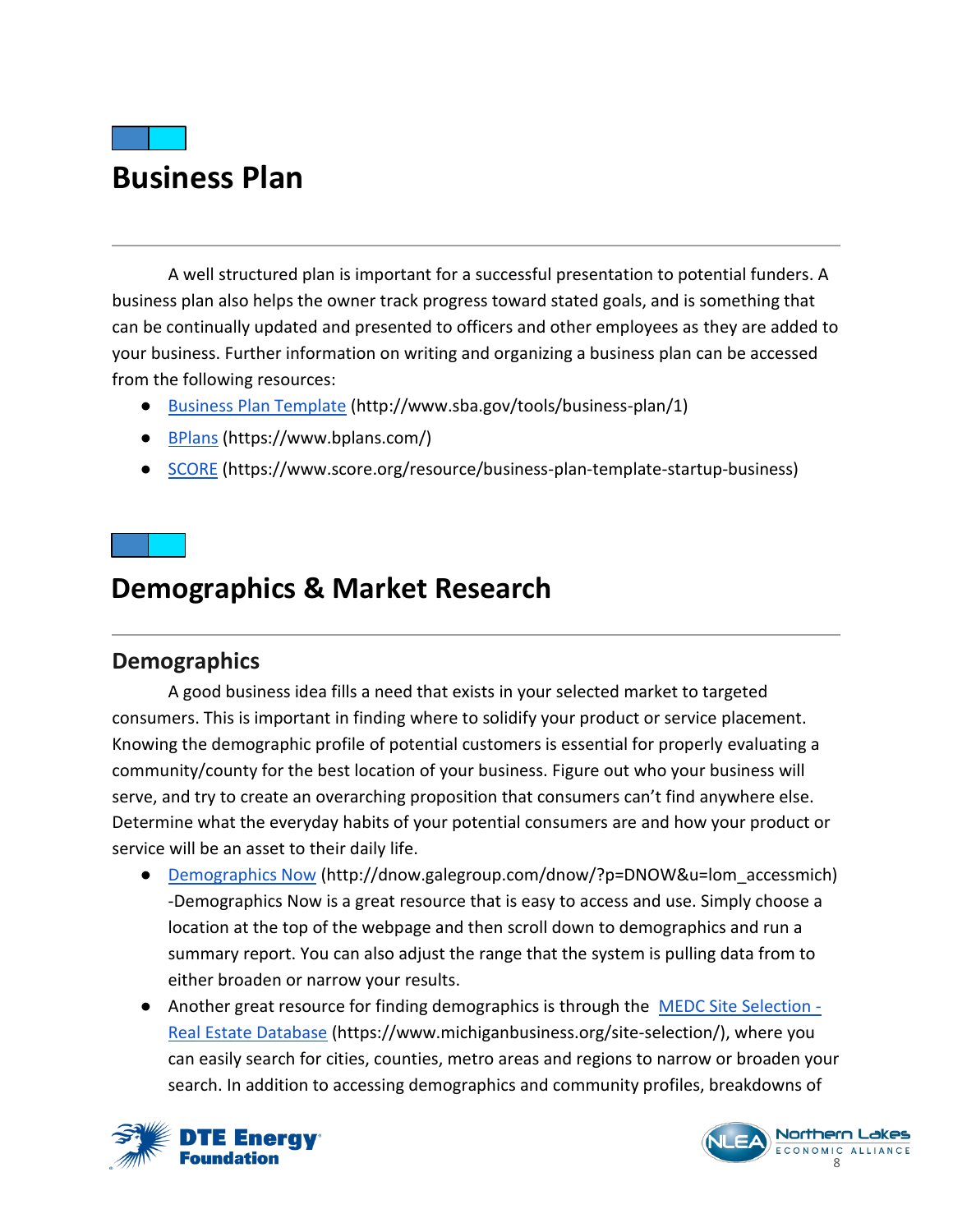# Business Plan

A well structured plan is important for a successful presentation to potential funders. A business plan also helps the owner track progress toward stated goals, and is something that can be continually updated and presented to officers and other employees as they are added to your business. Further information on writing and organizing a business plan can be accessed from the following resources:

- [Business Plan Template](http://www.sba.gov/tools/business-plan/1) (http://www.sba.gov/tools/business-plan/1)
- [BPlans](https://www.bplans.com/) (https://www.bplans.com/)
- [SCORE](https://www.score.org/resource/business-plan-template-startup-business) (https://www.score.org/resource/business-plan-template-startup-business)

# Demographics & Market Research

## Demographics

A good business idea fills a need that exists in your selected market to targeted consumers. This is important in finding where to solidify your product or service placement. Knowing the demographic profile of potential customers is essential for properly evaluating a community/county for the best location of your business. Figure out who your business will serve, and try to create an overarching proposition that consumers can't find anywhere else. Determine what the everyday habits of your potential consumers are and how your product or service will be an asset to their daily life.

- [Demographics Now](http://dnow.galegroup.com/dnow/?p=DNOW&u=lom_accessmich) (http://dnow.galegroup.com/dnow/?p=DNOW&u=lom_accessmich) -Demographics Now is a great resource that is easy to access and use. Simply choose a location at the top of the webpage and then scroll down to demographics and run a summary report. You can also adjust the range that the system is pulling data from to either broaden or narrow your results.
- Another great resource for finding demographics is through the [MEDC Site Selection - Real Estate Database](https://www.michiganbusiness.org/site-selection/) (https://www.michiganbusiness.org/site-selection/), where you can easily search for cities, counties, metro areas and regions to narrow or broaden your search. In addition to accessing demographics and community profiles, breakdowns of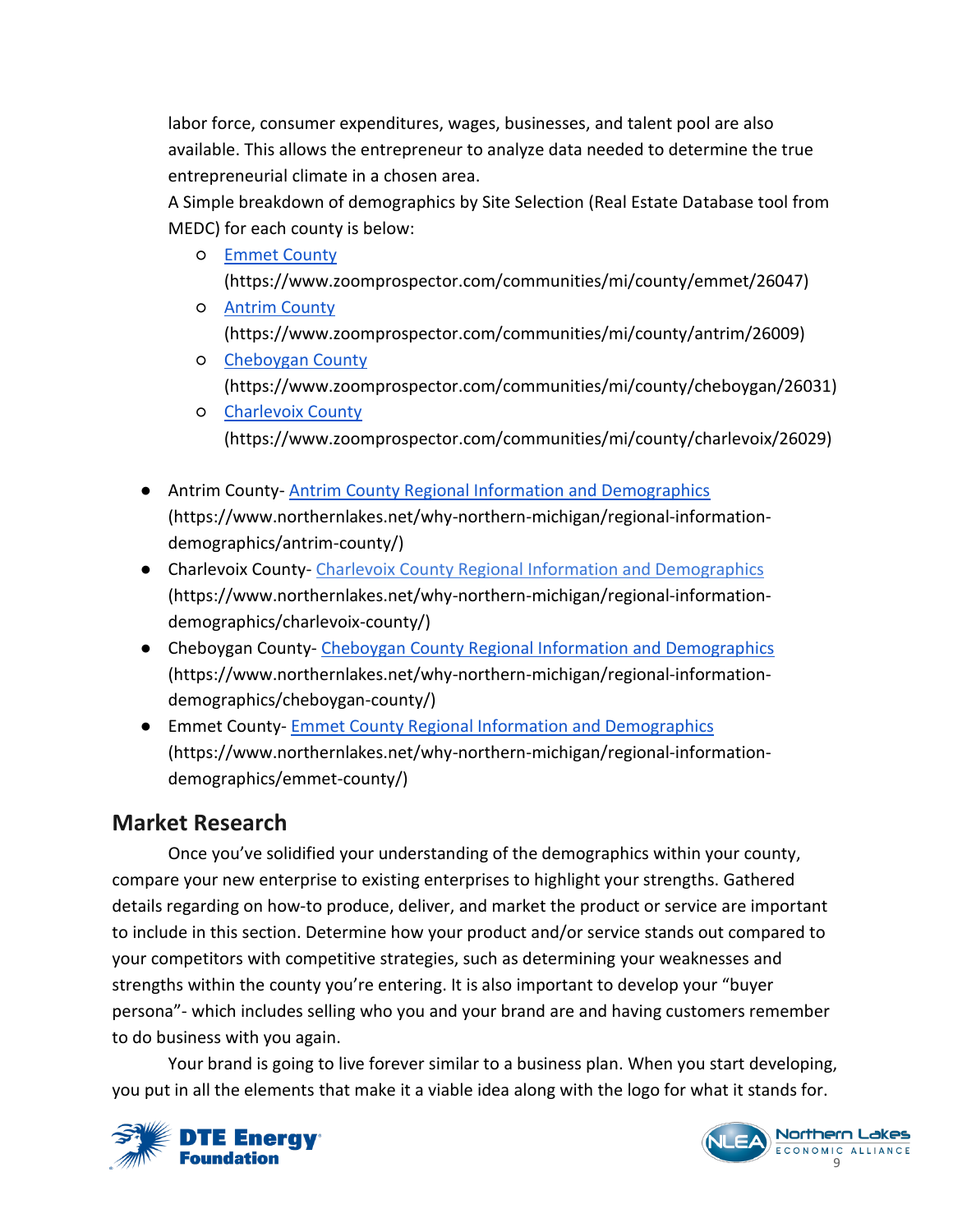labor force, consumer expenditures, wages, businesses, and talent pool are also available. This allows the entrepreneur to analyze data needed to determine the true entrepreneurial climate in a chosen area.

A Simple breakdown of demographics by Site Selection (Real Estate Database tool from MEDC) for each county is below:

- Emmet County (https://www.zoomprospector.com/communities/mi/county/emmet/26047)
- Antrim County (https://www.zoomprospector.com/communities/mi/county/antrim/26009)
- Cheboygan County (https://www.zoomprospector.com/communities/mi/county/cheboygan/26031)
- Charlevoix County (https://www.zoomprospector.com/communities/mi/county/charlevoix/26029)

- Antrim County- Antrim County Regional Information and Demographics (https://www.northernlakes.net/why-northern-michigan/regional-information-demographics/antrim-county/)
- Charlevoix County- Charlevoix County Regional Information and Demographics (https://www.northernlakes.net/why-northern-michigan/regional-information-demographics/charlevoix-county/)
- Cheboygan County- Cheboygan County Regional Information and Demographics (https://www.northernlakes.net/why-northern-michigan/regional-information-demographics/cheboygan-county/)
- Emmet County- Emmet County Regional Information and Demographics (https://www.northernlakes.net/why-northern-michigan/regional-information-demographics/emmet-county/)

## Market Research

Once you've solidified your understanding of the demographics within your county, compare your new enterprise to existing enterprises to highlight your strengths. Gathered details regarding on how-to produce, deliver, and market the product or service are important to include in this section. Determine how your product and/or service stands out compared to your competitors with competitive strategies, such as determining your weaknesses and strengths within the county you're entering. It is also important to develop your "buyer persona"- which includes selling who you and your brand are and having customers remember to do business with you again.

Your brand is going to live forever similar to a business plan. When you start developing, you put in all the elements that make it a viable idea along with the logo for what it stands for.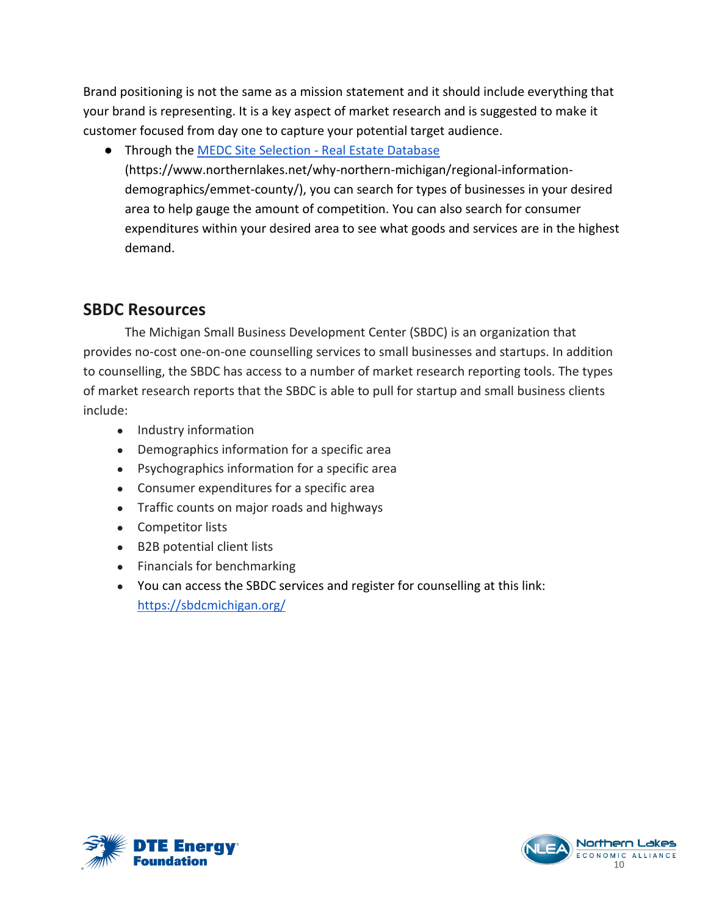Brand positioning is not the same as a mission statement and it should include everything that your brand is representing. It is a key aspect of market research and is suggested to make it customer focused from day one to capture your potential target audience.

- Through the [MEDC Site Selection - Real Estate Database](https://www.northernlakes.net/why-northern-michigan/regional-information-demographics/emmet-county/) (https://www.northernlakes.net/why-northern-michigan/regional-information-demographics/emmet-county/), you can search for types of businesses in your desired area to help gauge the amount of competition. You can also search for consumer expenditures within your desired area to see what goods and services are in the highest demand.

## SBDC Resources

The Michigan Small Business Development Center (SBDC) is an organization that provides no-cost one-on-one counselling services to small businesses and startups. In addition to counselling, the SBDC has access to a number of market research reporting tools. The types of market research reports that the SBDC is able to pull for startup and small business clients include:

- Industry information
- Demographics information for a specific area
- Psychographics information for a specific area
- Consumer expenditures for a specific area
- Traffic counts on major roads and highways
- Competitor lists
- B2B potential client lists
- Financials for benchmarking
- You can access the SBDC services and register for counselling at this link: [https://sbdcmichigan.org/](https://sbdcmichigan.org/)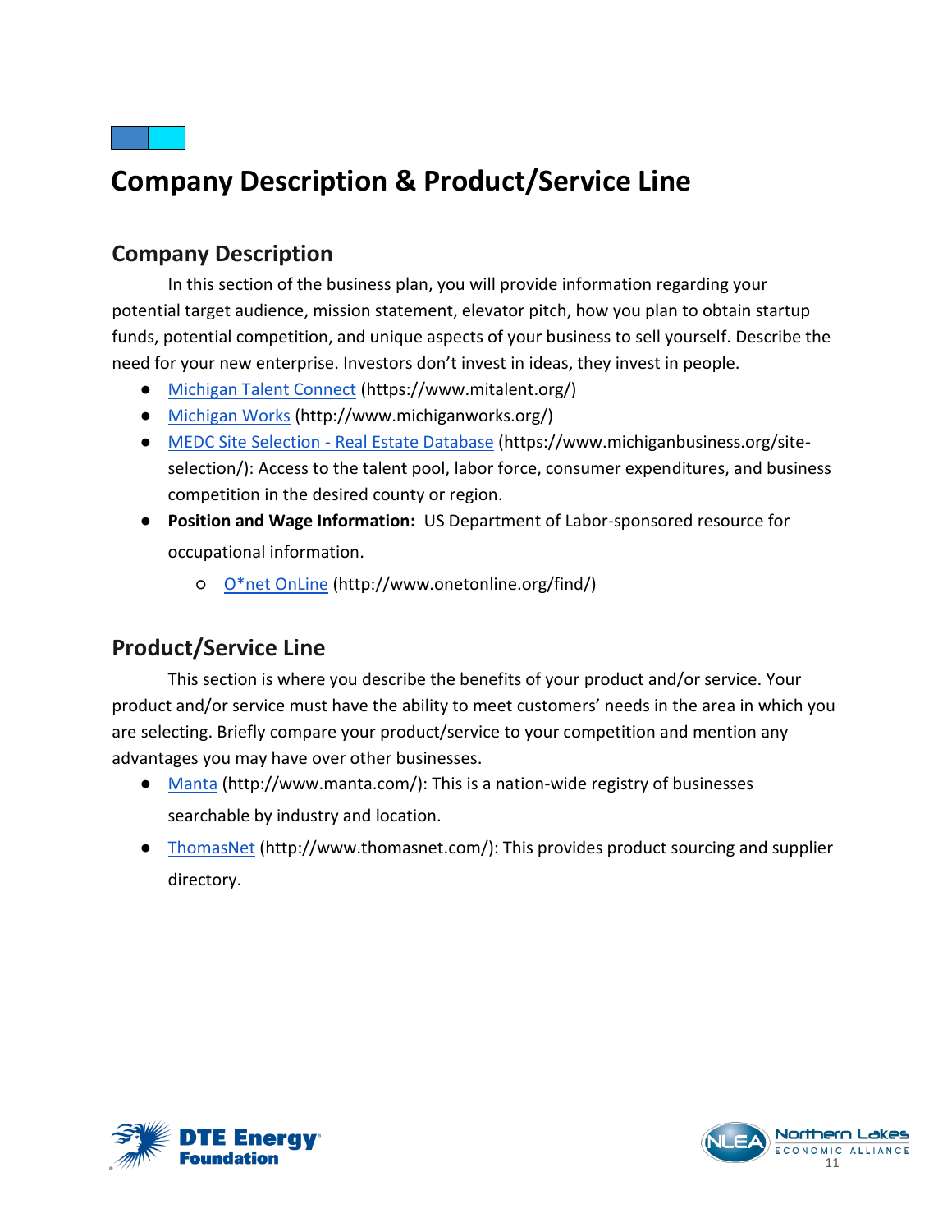# Company Description & Product/Service Line

## Company Description

In this section of the business plan, you will provide information regarding your potential target audience, mission statement, elevator pitch, how you plan to obtain startup funds, potential competition, and unique aspects of your business to sell yourself. Describe the need for your new enterprise. Investors don't invest in ideas, they invest in people.

- [Michigan Talent Connect](https://www.mitalent.org/) (https://www.mitalent.org/)
- [Michigan Works](http://www.michiganworks.org/) (http://www.michiganworks.org/)
- [MEDC Site Selection - Real Estate Database](https://www.michiganbusiness.org/site-selection/) (https://www.michiganbusiness.org/site-selection/): Access to the talent pool, labor force, consumer expenditures, and business competition in the desired county or region.
- **Position and Wage Information:** US Department of Labor-sponsored resource for occupational information.
  - [O*net OnLine](http://www.onetonline.org/find/) (http://www.onetonline.org/find/)

## Product/Service Line

This section is where you describe the benefits of your product and/or service. Your product and/or service must have the ability to meet customers' needs in the area in which you are selecting. Briefly compare your product/service to your competition and mention any advantages you may have over other businesses.

- [Manta](http://www.manta.com/) (http://www.manta.com/): This is a nation-wide registry of businesses searchable by industry and location.
- [ThomasNet](http://www.thomasnet.com/) (http://www.thomasnet.com/): This provides product sourcing and supplier directory.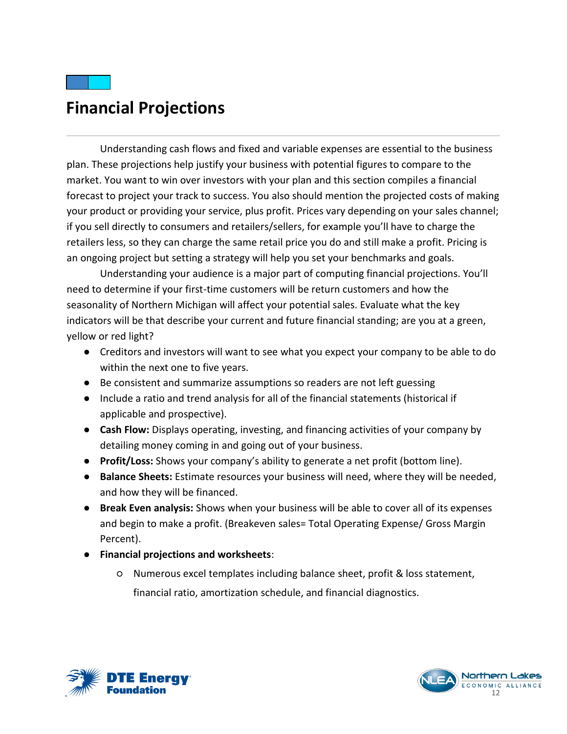# Financial Projections

Understanding cash flows and fixed and variable expenses are essential to the business plan. These projections help justify your business with potential figures to compare to the market. You want to win over investors with your plan and this section compiles a financial forecast to project your track to success. You also should mention the projected costs of making your product or providing your service, plus profit. Prices vary depending on your sales channel; if you sell directly to consumers and retailers/sellers, for example you'll have to charge the retailers less, so they can charge the same retail price you do and still make a profit. Pricing is an ongoing project but setting a strategy will help you set your benchmarks and goals.

Understanding your audience is a major part of computing financial projections. You'll need to determine if your first-time customers will be return customers and how the seasonality of Northern Michigan will affect your potential sales. Evaluate what the key indicators will be that describe your current and future financial standing; are you at a green, yellow or red light?

- Creditors and investors will want to see what you expect your company to be able to do within the next one to five years.
- Be consistent and summarize assumptions so readers are not left guessing
- Include a ratio and trend analysis for all of the financial statements (historical if applicable and prospective).
- **Cash Flow:** Displays operating, investing, and financing activities of your company by detailing money coming in and going out of your business.
- **Profit/Loss:** Shows your company's ability to generate a net profit (bottom line).
- **Balance Sheets:** Estimate resources your business will need, where they will be needed, and how they will be financed.
- **Break Even analysis:** Shows when your business will be able to cover all of its expenses and begin to make a profit. (Breakeven sales= Total Operating Expense/ Gross Margin Percent).
- **Financial projections and worksheets**:
  - Numerous excel templates including balance sheet, profit & loss statement, financial ratio, amortization schedule, and financial diagnostics.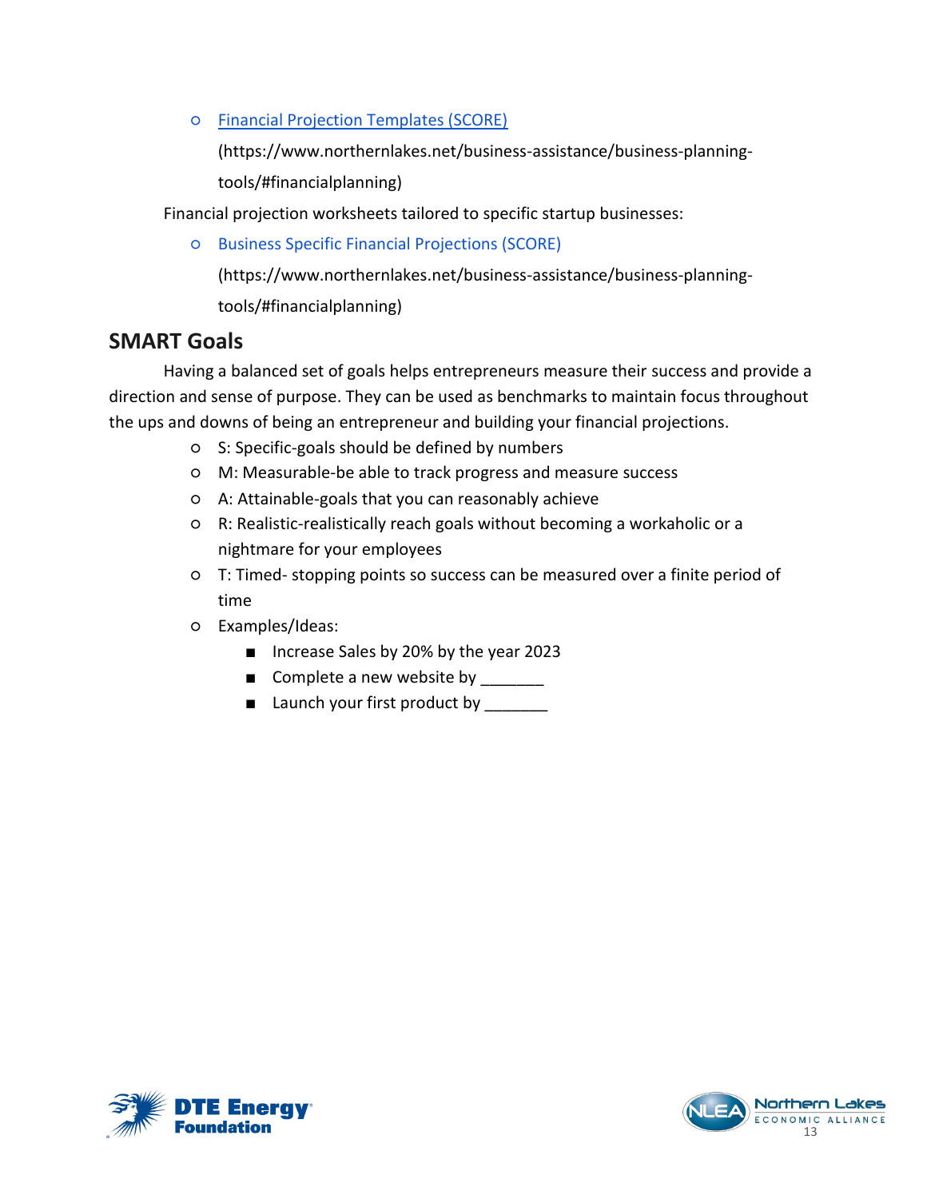- [Financial Projection Templates (SCORE)](https://www.northernlakes.net/business-assistance/business-planning-tools/#financialplanning)
  (https://www.northernlakes.net/business-assistance/business-planning-tools/#financialplanning)

Financial projection worksheets tailored to specific startup businesses:

- [Business Specific Financial Projections (SCORE)](https://www.northernlakes.net/business-assistance/business-planning-tools/#financialplanning)
  (https://www.northernlakes.net/business-assistance/business-planning-tools/#financialplanning)

## SMART Goals

Having a balanced set of goals helps entrepreneurs measure their success and provide a direction and sense of purpose. They can be used as benchmarks to maintain focus throughout the ups and downs of being an entrepreneur and building your financial projections.

- S: Specific-goals should be defined by numbers
- M: Measurable-be able to track progress and measure success
- A: Attainable-goals that you can reasonably achieve
- R: Realistic-realistically reach goals without becoming a workaholic or a nightmare for your employees
- T: Timed- stopping points so success can be measured over a finite period of time
- Examples/Ideas:
  - Increase Sales by 20% by the year 2023
  - Complete a new website by _______
  - Launch your first product by _______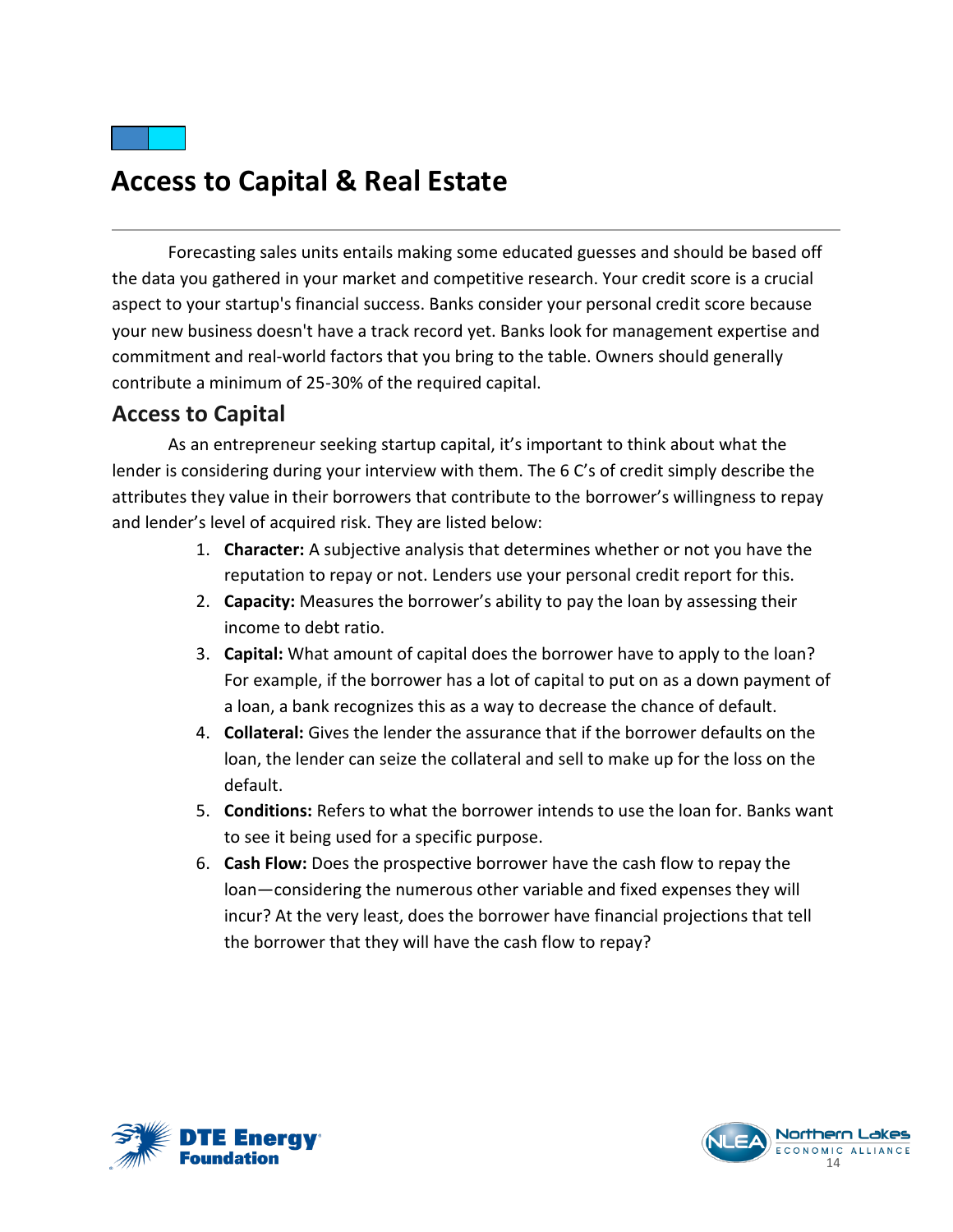# Access to Capital & Real Estate

Forecasting sales units entails making some educated guesses and should be based off the data you gathered in your market and competitive research. Your credit score is a crucial aspect to your startup's financial success. Banks consider your personal credit score because your new business doesn't have a track record yet. Banks look for management expertise and commitment and real-world factors that you bring to the table. Owners should generally contribute a minimum of 25-30% of the required capital.

## Access to Capital

As an entrepreneur seeking startup capital, it's important to think about what the lender is considering during your interview with them. The 6 C's of credit simply describe the attributes they value in their borrowers that contribute to the borrower's willingness to repay and lender's level of acquired risk. They are listed below:

1. **Character:** A subjective analysis that determines whether or not you have the reputation to repay or not. Lenders use your personal credit report for this.
2. **Capacity:** Measures the borrower's ability to pay the loan by assessing their income to debt ratio.
3. **Capital:** What amount of capital does the borrower have to apply to the loan? For example, if the borrower has a lot of capital to put on as a down payment of a loan, a bank recognizes this as a way to decrease the chance of default.
4. **Collateral:** Gives the lender the assurance that if the borrower defaults on the loan, the lender can seize the collateral and sell to make up for the loss on the default.
5. **Conditions:** Refers to what the borrower intends to use the loan for. Banks want to see it being used for a specific purpose.
6. **Cash Flow:** Does the prospective borrower have the cash flow to repay the loan—considering the numerous other variable and fixed expenses they will incur? At the very least, does the borrower have financial projections that tell the borrower that they will have the cash flow to repay?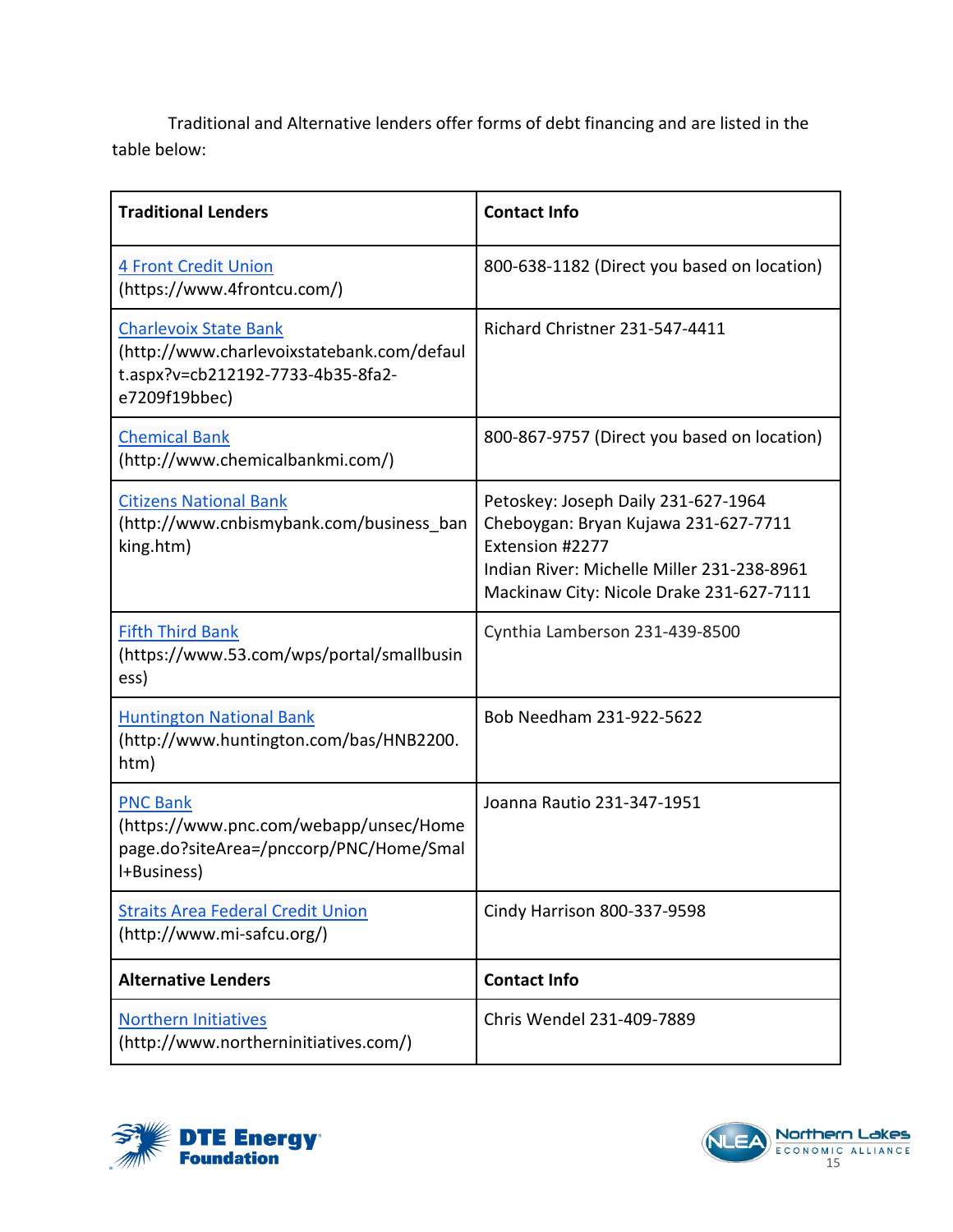Traditional and Alternative lenders offer forms of debt financing and are listed in the table below:

| **Traditional Lenders** | **Contact Info** |
|---|---|
| 4 Front Credit Union (https://www.4frontcu.com/) | 800-638-1182 (Direct you based on location) |
| Charlevoix State Bank (http://www.charlevoixstatebank.com/default.aspx?v=cb212192-7733-4b35-8fa2-e7209f19bbec) | Richard Christner 231-547-4411 |
| Chemical Bank (http://www.chemicalbankmi.com/) | 800-867-9757 (Direct you based on location) |
| Citizens National Bank (http://www.cnbismybank.com/business_banking.htm) | Petoskey: Joseph Daily 231-627-1964<br>Cheboygan: Bryan Kujawa 231-627-7711 Extension #2277<br>Indian River: Michelle Miller 231-238-8961<br>Mackinaw City: Nicole Drake 231-627-7111 |
| Fifth Third Bank (https://www.53.com/wps/portal/smallbusiness) | Cynthia Lamberson 231-439-8500 |
| Huntington National Bank (http://www.huntington.com/bas/HNB2200.htm) | Bob Needham 231-922-5622 |
| PNC Bank (https://www.pnc.com/webapp/unsec/Homepage.do?siteArea=/pnccorp/PNC/Home/Small+Business) | Joanna Rautio 231-347-1951 |
| Straits Area Federal Credit Union (http://www.mi-safcu.org/) | Cindy Harrison 800-337-9598 |
| **Alternative Lenders** | **Contact Info** |
| Northern Initiatives (http://www.northerninitiatives.com/) | Chris Wendel 231-409-7889 |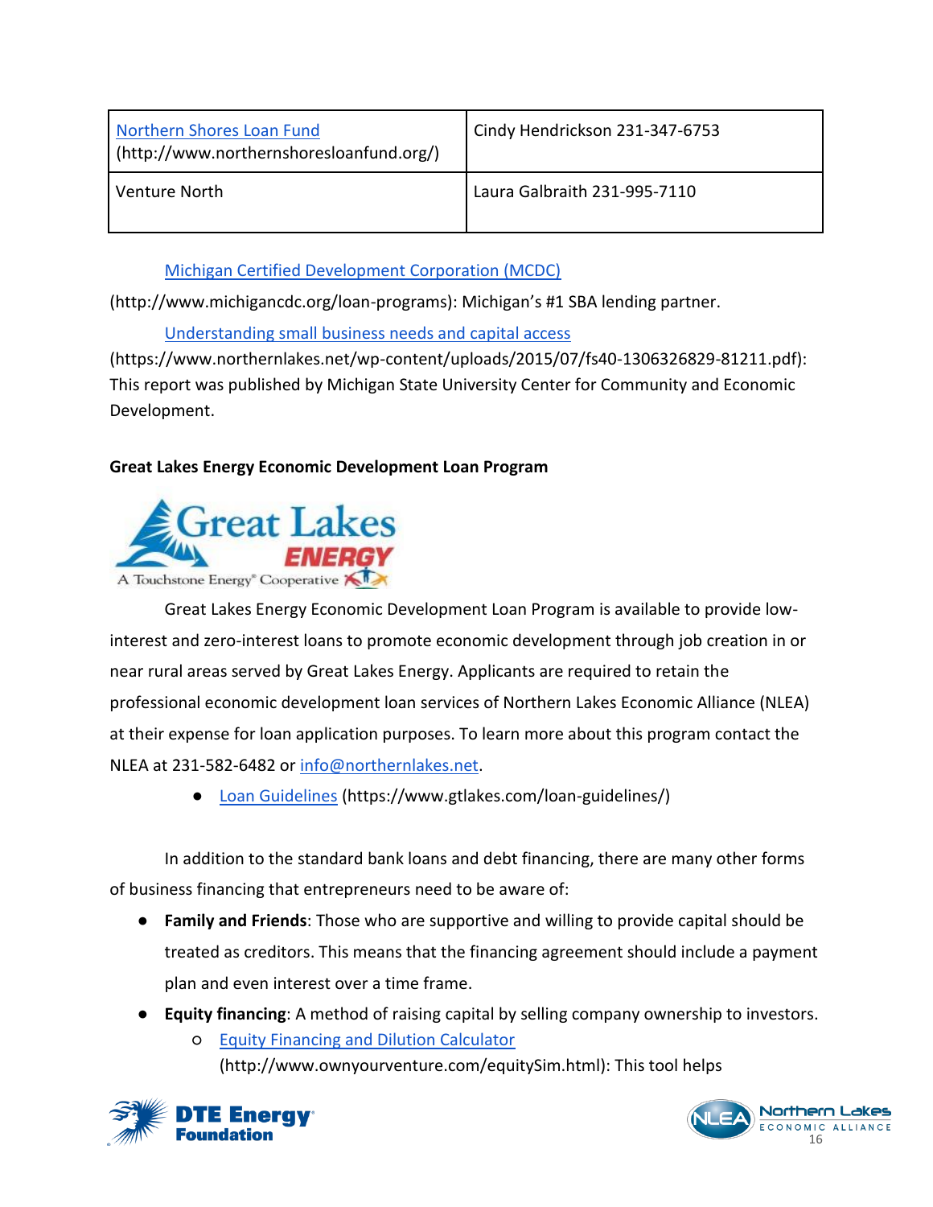| [Northern Shores Loan Fund](http://www.northernshoresloanfund.org/) (http://www.northernshoresloanfund.org/) | Cindy Hendrickson 231-347-6753 |
| --- | --- |
| Venture North | Laura Galbraith 231-995-7110 |

[Michigan Certified Development Corporation (MCDC)](http://www.michigancdc.org/loan-programs) (http://www.michigancdc.org/loan-programs): Michigan's #1 SBA lending partner.

[Understanding small business needs and capital access](https://www.northernlakes.net/wp-content/uploads/2015/07/fs40-1306326829-81211.pdf) (https://www.northernlakes.net/wp-content/uploads/2015/07/fs40-1306326829-81211.pdf): This report was published by Michigan State University Center for Community and Economic Development.

**Great Lakes Energy Economic Development Loan Program**

Great Lakes Energy Economic Development Loan Program is available to provide low-interest and zero-interest loans to promote economic development through job creation in or near rural areas served by Great Lakes Energy. Applicants are required to retain the professional economic development loan services of Northern Lakes Economic Alliance (NLEA) at their expense for loan application purposes. To learn more about this program contact the NLEA at 231-582-6482 or [info@northernlakes.net](mailto:info@northernlakes.net).

- [Loan Guidelines](https://www.gtlakes.com/loan-guidelines/) (https://www.gtlakes.com/loan-guidelines/)

In addition to the standard bank loans and debt financing, there are many other forms of business financing that entrepreneurs need to be aware of:

- **Family and Friends**: Those who are supportive and willing to provide capital should be treated as creditors. This means that the financing agreement should include a payment plan and even interest over a time frame.
- **Equity financing**: A method of raising capital by selling company ownership to investors.
  - [Equity Financing and Dilution Calculator](http://www.ownyourventure.com/equitySim.html) (http://www.ownyourventure.com/equitySim.html): This tool helps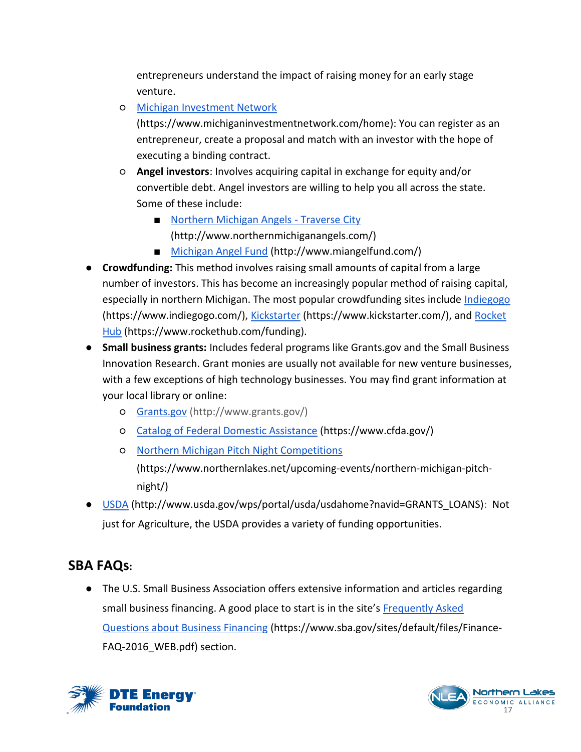entrepreneurs understand the impact of raising money for an early stage venture.

  - Michigan Investment Network (https://www.michiganinvestmentnetwork.com/home): You can register as an entrepreneur, create a proposal and match with an investor with the hope of executing a binding contract.
  - **Angel investors**: Involves acquiring capital in exchange for equity and/or convertible debt. Angel investors are willing to help you all across the state. Some of these include:
    - Northern Michigan Angels - Traverse City (http://www.northernmichiganangels.com/)
    - Michigan Angel Fund (http://www.miangelfund.com/)
- **Crowdfunding:** This method involves raising small amounts of capital from a large number of investors. This has become an increasingly popular method of raising capital, especially in northern Michigan. The most popular crowdfunding sites include Indiegogo (https://www.indiegogo.com/), Kickstarter (https://www.kickstarter.com/), and Rocket Hub (https://www.rockethub.com/funding).
- **Small business grants:** Includes federal programs like Grants.gov and the Small Business Innovation Research. Grant monies are usually not available for new venture businesses, with a few exceptions of high technology businesses. You may find grant information at your local library or online:
  - Grants.gov (http://www.grants.gov/)
  - Catalog of Federal Domestic Assistance (https://www.cfda.gov/)
  - Northern Michigan Pitch Night Competitions (https://www.northernlakes.net/upcoming-events/northern-michigan-pitch-night/)
- USDA (http://www.usda.gov/wps/portal/usda/usdahome?navid=GRANTS_LOANS): Not just for Agriculture, the USDA provides a variety of funding opportunities.

## SBA FAQs:

- The U.S. Small Business Association offers extensive information and articles regarding small business financing. A good place to start is in the site's Frequently Asked Questions about Business Financing (https://www.sba.gov/sites/default/files/Finance-FAQ-2016_WEB.pdf) section.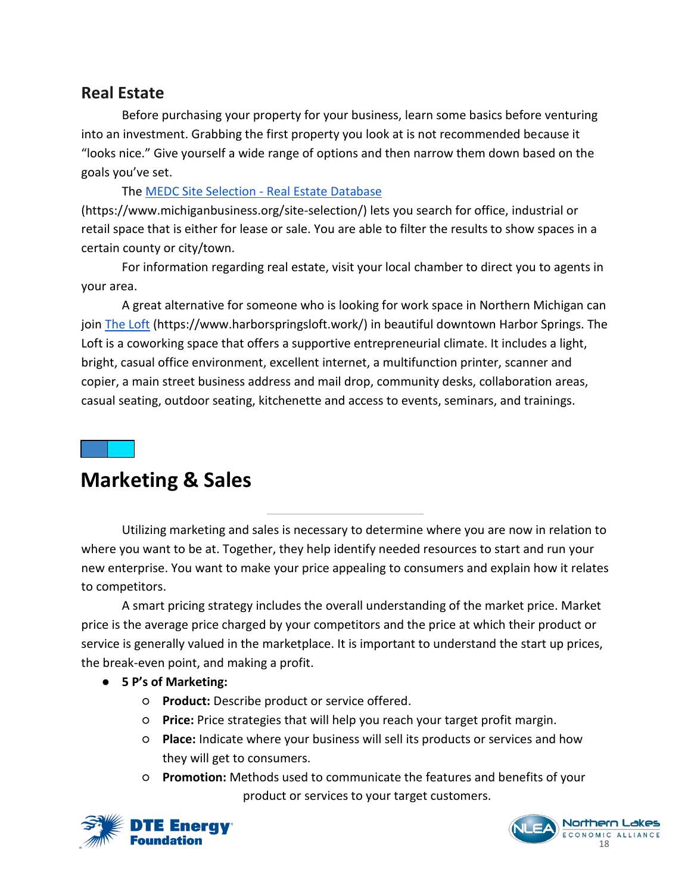## Real Estate

Before purchasing your property for your business, learn some basics before venturing into an investment. Grabbing the first property you look at is not recommended because it "looks nice." Give yourself a wide range of options and then narrow them down based on the goals you've set.

The [MEDC Site Selection - Real Estate Database](https://www.michiganbusiness.org/site-selection/) (https://www.michiganbusiness.org/site-selection/) lets you search for office, industrial or retail space that is either for lease or sale. You are able to filter the results to show spaces in a certain county or city/town.

For information regarding real estate, visit your local chamber to direct you to agents in your area.

A great alternative for someone who is looking for work space in Northern Michigan can join [The Loft](https://www.harborspringsloft.work/) (https://www.harborspringsloft.work/) in beautiful downtown Harbor Springs. The Loft is a coworking space that offers a supportive entrepreneurial climate. It includes a light, bright, casual office environment, excellent internet, a multifunction printer, scanner and copier, a main street business address and mail drop, community desks, collaboration areas, casual seating, outdoor seating, kitchenette and access to events, seminars, and trainings.

# Marketing & Sales

Utilizing marketing and sales is necessary to determine where you are now in relation to where you want to be at. Together, they help identify needed resources to start and run your new enterprise. You want to make your price appealing to consumers and explain how it relates to competitors.

A smart pricing strategy includes the overall understanding of the market price. Market price is the average price charged by your competitors and the price at which their product or service is generally valued in the marketplace. It is important to understand the start up prices, the break-even point, and making a profit.

- **5 P's of Marketing:**
  - **Product:** Describe product or service offered.
  - **Price:** Price strategies that will help you reach your target profit margin.
  - **Place:** Indicate where your business will sell its products or services and how they will get to consumers.
  - **Promotion:** Methods used to communicate the features and benefits of your product or services to your target customers.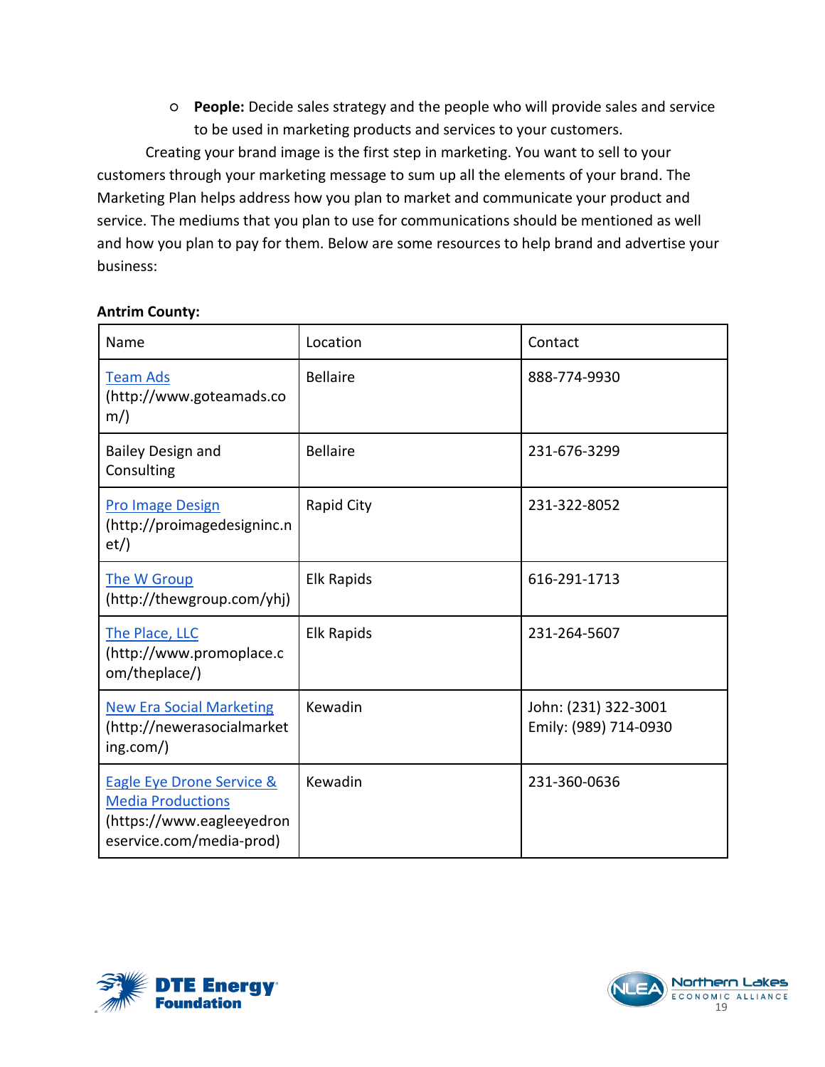- **People:** Decide sales strategy and the people who will provide sales and service to be used in marketing products and services to your customers.

Creating your brand image is the first step in marketing. You want to sell to your customers through your marketing message to sum up all the elements of your brand. The Marketing Plan helps address how you plan to market and communicate your product and service. The mediums that you plan to use for communications should be mentioned as well and how you plan to pay for them. Below are some resources to help brand and advertise your business:

**Antrim County:**

| Name | Location | Contact |
|---|---|---|
| Team Ads (http://www.goteamads.com/) | Bellaire | 888-774-9930 |
| Bailey Design and Consulting | Bellaire | 231-676-3299 |
| Pro Image Design (http://proimagedesigninc.net/) | Rapid City | 231-322-8052 |
| The W Group (http://thewgroup.com/yhj) | Elk Rapids | 616-291-1713 |
| The Place, LLC (http://www.promoplace.com/theplace/) | Elk Rapids | 231-264-5607 |
| New Era Social Marketing (http://newerasocialmarketing.com/) | Kewadin | John: (231) 322-3001<br>Emily: (989) 714-0930 |
| Eagle Eye Drone Service & Media Productions (https://www.eagleeyedroneservice.com/media-prod) | Kewadin | 231-360-0636 |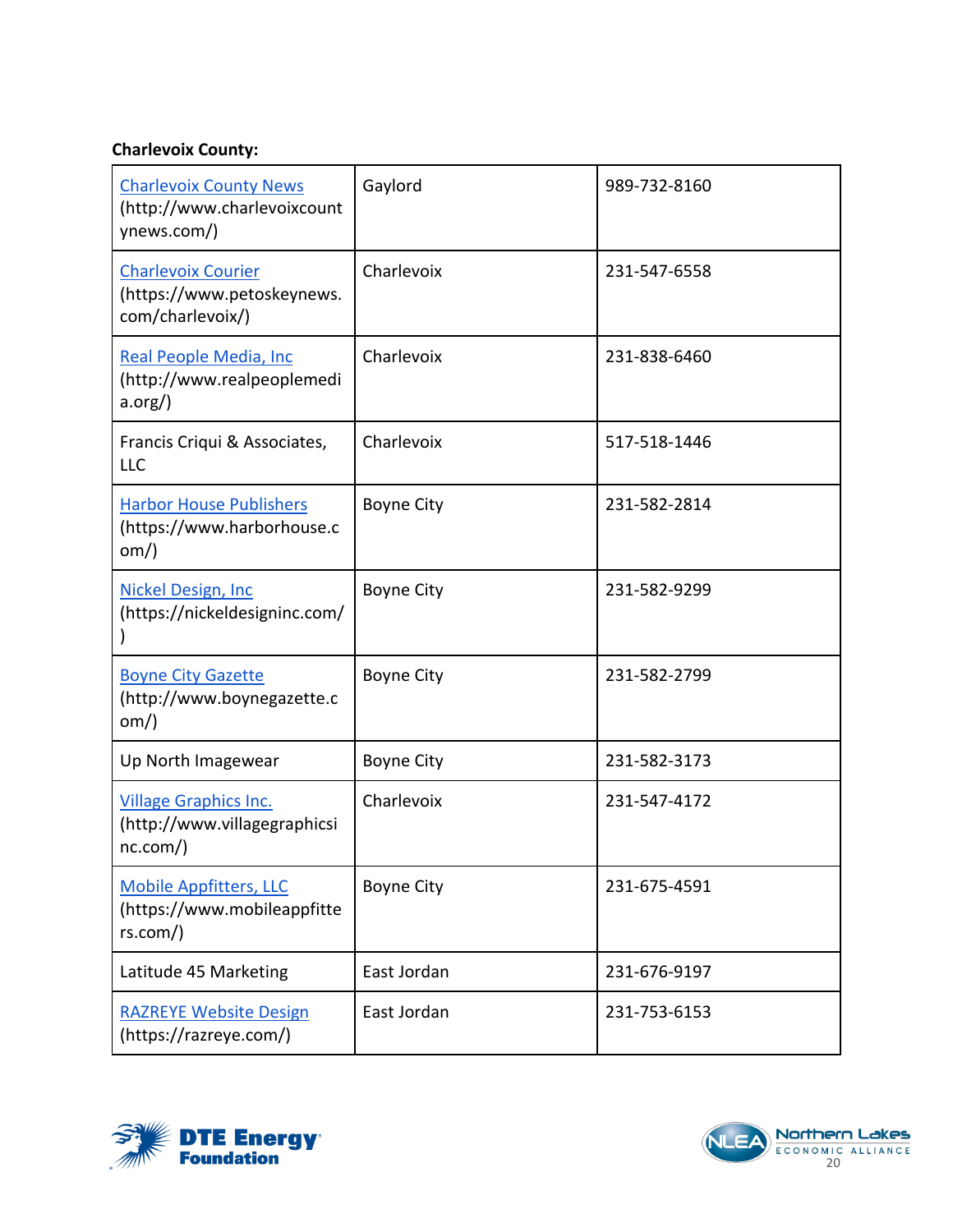**Charlevoix County:**

| | | |
|---|---|---|
| Charlevoix County News (http://www.charlevoixcountynews.com/) | Gaylord | 989-732-8160 |
| Charlevoix Courier (https://www.petoskeynews.com/charlevoix/) | Charlevoix | 231-547-6558 |
| Real People Media, Inc (http://www.realpeoplemedia.org/) | Charlevoix | 231-838-6460 |
| Francis Criqui & Associates, LLC | Charlevoix | 517-518-1446 |
| Harbor House Publishers (https://www.harborhouse.com/) | Boyne City | 231-582-2814 |
| Nickel Design, Inc (https://nickeldesigninc.com/) | Boyne City | 231-582-9299 |
| Boyne City Gazette (http://www.boynegazette.com/) | Boyne City | 231-582-2799 |
| Up North Imagewear | Boyne City | 231-582-3173 |
| Village Graphics Inc. (http://www.villagegraphicsinc.com/) | Charlevoix | 231-547-4172 |
| Mobile Appfitters, LLC (https://www.mobileappfitters.com/) | Boyne City | 231-675-4591 |
| Latitude 45 Marketing | East Jordan | 231-676-9197 |
| RAZREYE Website Design (https://razreye.com/) | East Jordan | 231-753-6153 |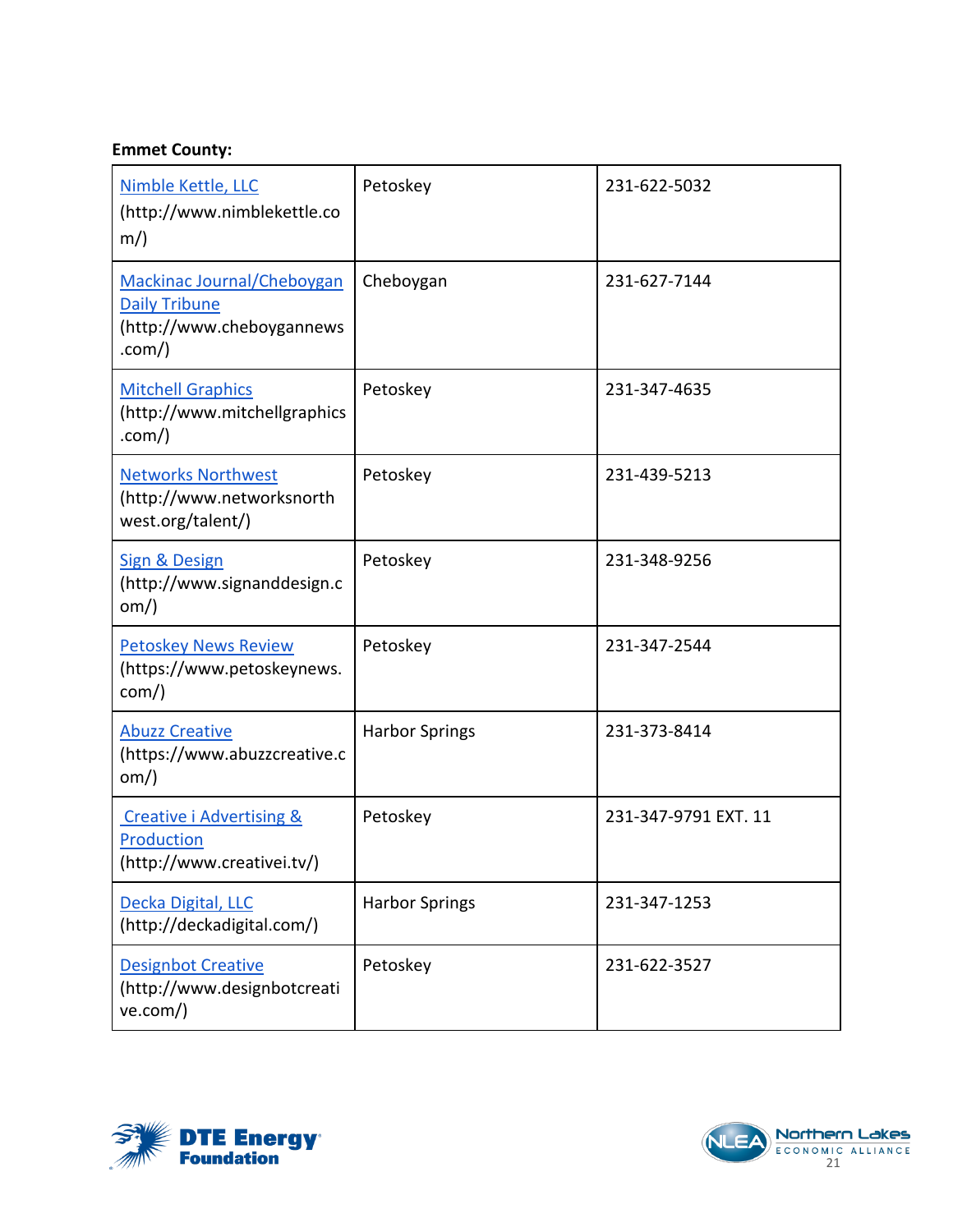**Emmet County:**

| | | |
|---|---|---|
| Nimble Kettle, LLC (http://www.nimblekettle.com/) | Petoskey | 231-622-5032 |
| Mackinac Journal/Cheboygan Daily Tribune (http://www.cheboygannews.com/) | Cheboygan | 231-627-7144 |
| Mitchell Graphics (http://www.mitchellgraphics.com/) | Petoskey | 231-347-4635 |
| Networks Northwest (http://www.networksnorthwest.org/talent/) | Petoskey | 231-439-5213 |
| Sign & Design (http://www.signanddesign.com/) | Petoskey | 231-348-9256 |
| Petoskey News Review (https://www.petoskeynews.com/) | Petoskey | 231-347-2544 |
| Abuzz Creative (https://www.abuzzcreative.com/) | Harbor Springs | 231-373-8414 |
| Creative i Advertising & Production (http://www.creativei.tv/) | Petoskey | 231-347-9791 EXT. 11 |
| Decka Digital, LLC (http://deckadigital.com/) | Harbor Springs | 231-347-1253 |
| Designbot Creative (http://www.designbotcreative.com/) | Petoskey | 231-622-3527 |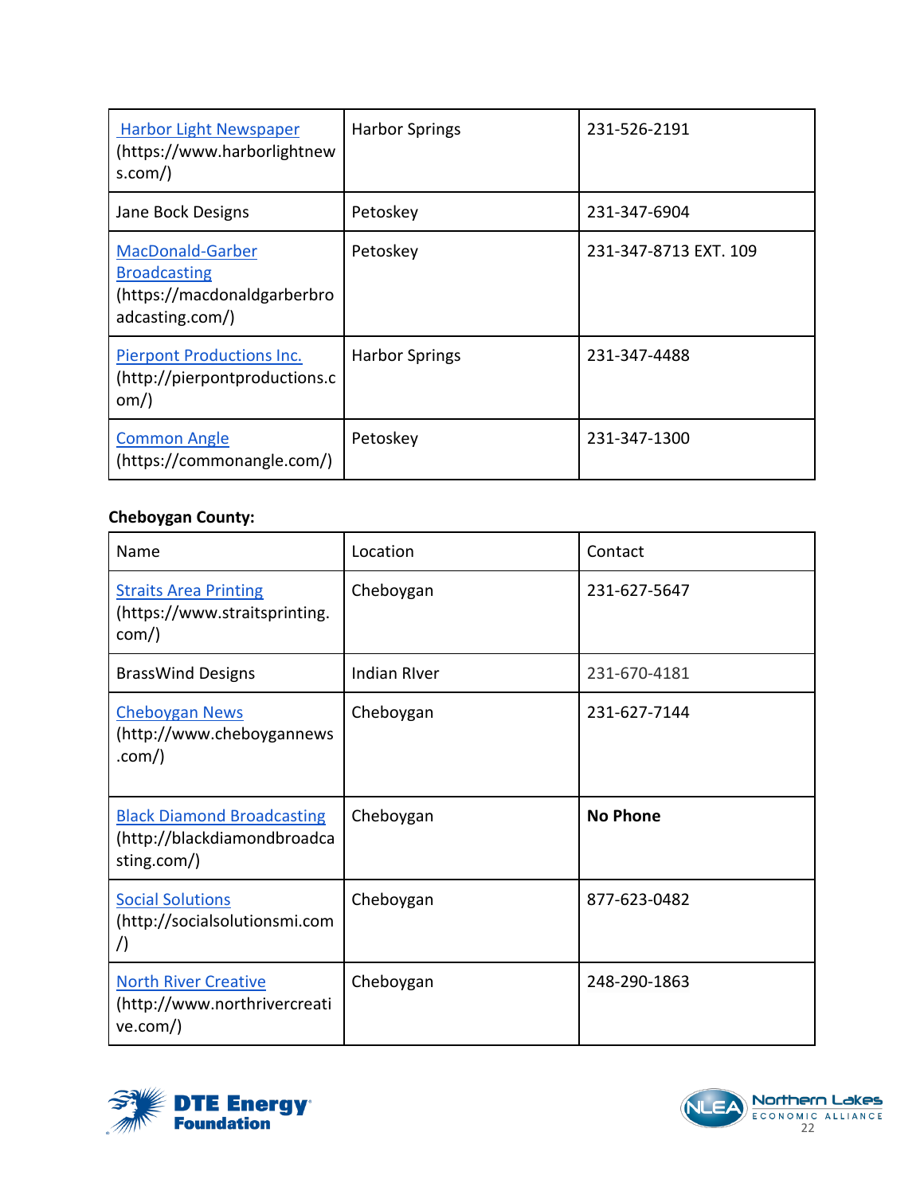| | | |
|---|---|---|
| Harbor Light Newspaper (https://www.harborlightnews.com/) | Harbor Springs | 231-526-2191 |
| Jane Bock Designs | Petoskey | 231-347-6904 |
| MacDonald-Garber Broadcasting (https://macdonaldgarberbroadcasting.com/) | Petoskey | 231-347-8713 EXT. 109 |
| Pierpont Productions Inc. (http://pierpontproductions.com/) | Harbor Springs | 231-347-4488 |
| Common Angle (https://commonangle.com/) | Petoskey | 231-347-1300 |

**Cheboygan County:**

| Name | Location | Contact |
|---|---|---|
| Straits Area Printing (https://www.straitsprinting.com/) | Cheboygan | 231-627-5647 |
| BrassWind Designs | Indian RIver | 231-670-4181 |
| Cheboygan News (http://www.cheboygannews.com/) | Cheboygan | 231-627-7144 |
| Black Diamond Broadcasting (http://blackdiamondbroadcasting.com/) | Cheboygan | **No Phone** |
| Social Solutions (http://socialsolutionsmi.com/) | Cheboygan | 877-623-0482 |
| North River Creative (http://www.northrivercreative.com/) | Cheboygan | 248-290-1863 |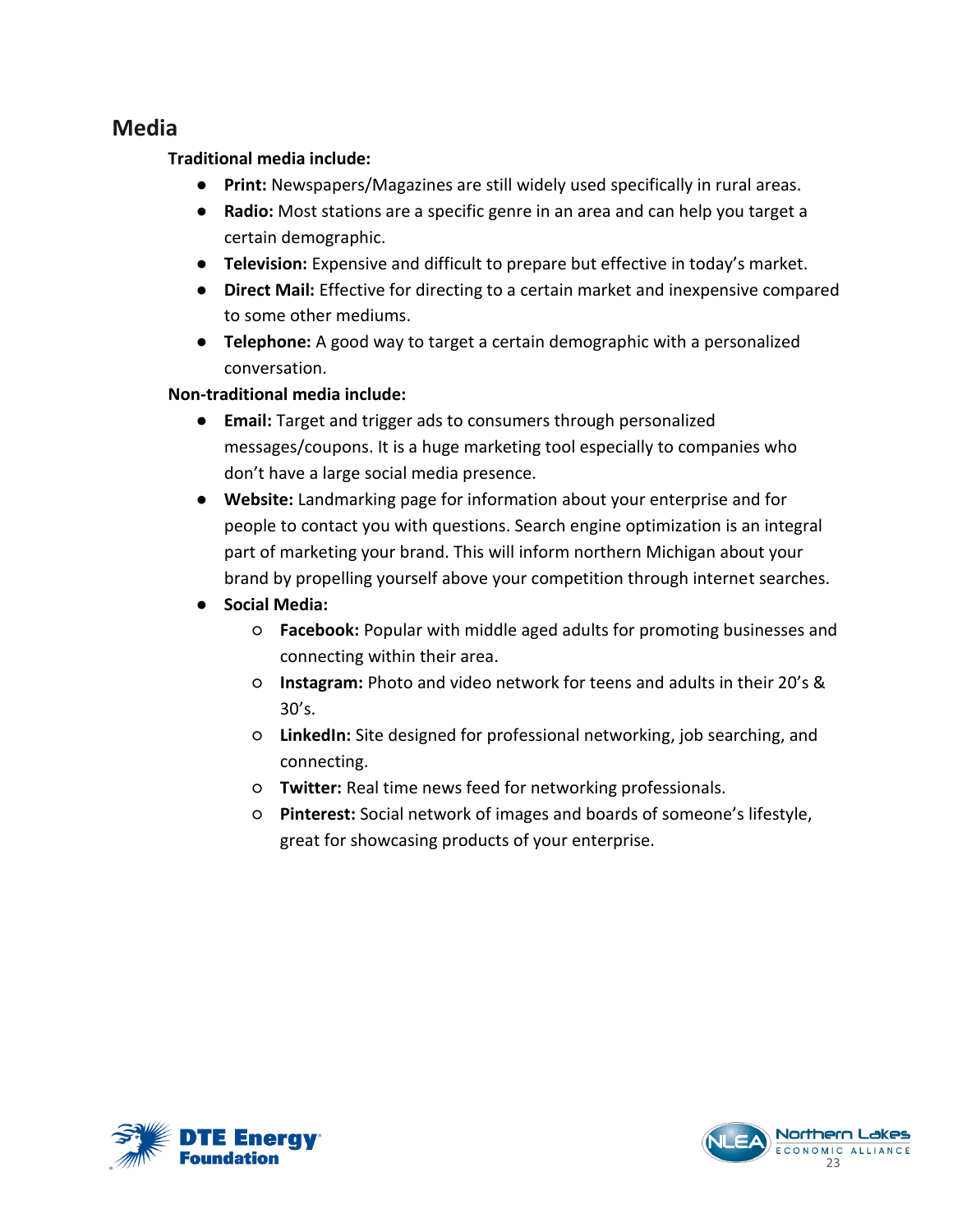## Media

**Traditional media include:**

- **Print:** Newspapers/Magazines are still widely used specifically in rural areas.
- **Radio:** Most stations are a specific genre in an area and can help you target a certain demographic.
- **Television:** Expensive and difficult to prepare but effective in today's market.
- **Direct Mail:** Effective for directing to a certain market and inexpensive compared to some other mediums.
- **Telephone:** A good way to target a certain demographic with a personalized conversation.

**Non-traditional media include:**

- **Email:** Target and trigger ads to consumers through personalized messages/coupons. It is a huge marketing tool especially to companies who don't have a large social media presence.
- **Website:** Landmarking page for information about your enterprise and for people to contact you with questions. Search engine optimization is an integral part of marketing your brand. This will inform northern Michigan about your brand by propelling yourself above your competition through internet searches.
- **Social Media:**
  - **Facebook:** Popular with middle aged adults for promoting businesses and connecting within their area.
  - **Instagram:** Photo and video network for teens and adults in their 20's & 30's.
  - **LinkedIn:** Site designed for professional networking, job searching, and connecting.
  - **Twitter:** Real time news feed for networking professionals.
  - **Pinterest:** Social network of images and boards of someone's lifestyle, great for showcasing products of your enterprise.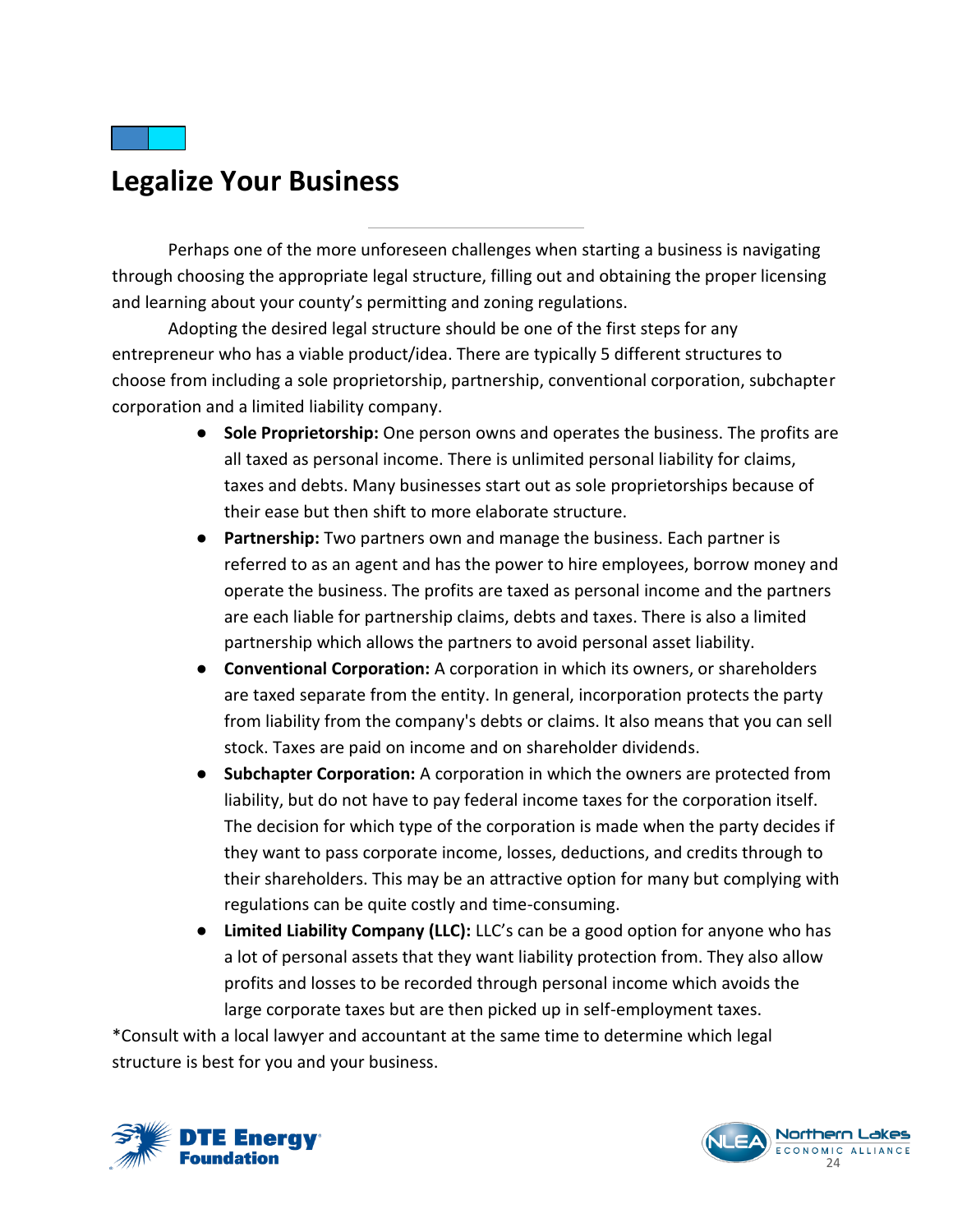## Legalize Your Business

Perhaps one of the more unforeseen challenges when starting a business is navigating through choosing the appropriate legal structure, filling out and obtaining the proper licensing and learning about your county's permitting and zoning regulations.

Adopting the desired legal structure should be one of the first steps for any entrepreneur who has a viable product/idea. There are typically 5 different structures to choose from including a sole proprietorship, partnership, conventional corporation, subchapter corporation and a limited liability company.

- **Sole Proprietorship:** One person owns and operates the business. The profits are all taxed as personal income. There is unlimited personal liability for claims, taxes and debts. Many businesses start out as sole proprietorships because of their ease but then shift to more elaborate structure.
- **Partnership:** Two partners own and manage the business. Each partner is referred to as an agent and has the power to hire employees, borrow money and operate the business. The profits are taxed as personal income and the partners are each liable for partnership claims, debts and taxes. There is also a limited partnership which allows the partners to avoid personal asset liability.
- **Conventional Corporation:** A corporation in which its owners, or shareholders are taxed separate from the entity. In general, incorporation protects the party from liability from the company's debts or claims. It also means that you can sell stock. Taxes are paid on income and on shareholder dividends.
- **Subchapter Corporation:** A corporation in which the owners are protected from liability, but do not have to pay federal income taxes for the corporation itself. The decision for which type of the corporation is made when the party decides if they want to pass corporate income, losses, deductions, and credits through to their shareholders. This may be an attractive option for many but complying with regulations can be quite costly and time-consuming.
- **Limited Liability Company (LLC):** LLC's can be a good option for anyone who has a lot of personal assets that they want liability protection from. They also allow profits and losses to be recorded through personal income which avoids the large corporate taxes but are then picked up in self-employment taxes.

*Consult with a local lawyer and accountant at the same time to determine which legal structure is best for you and your business.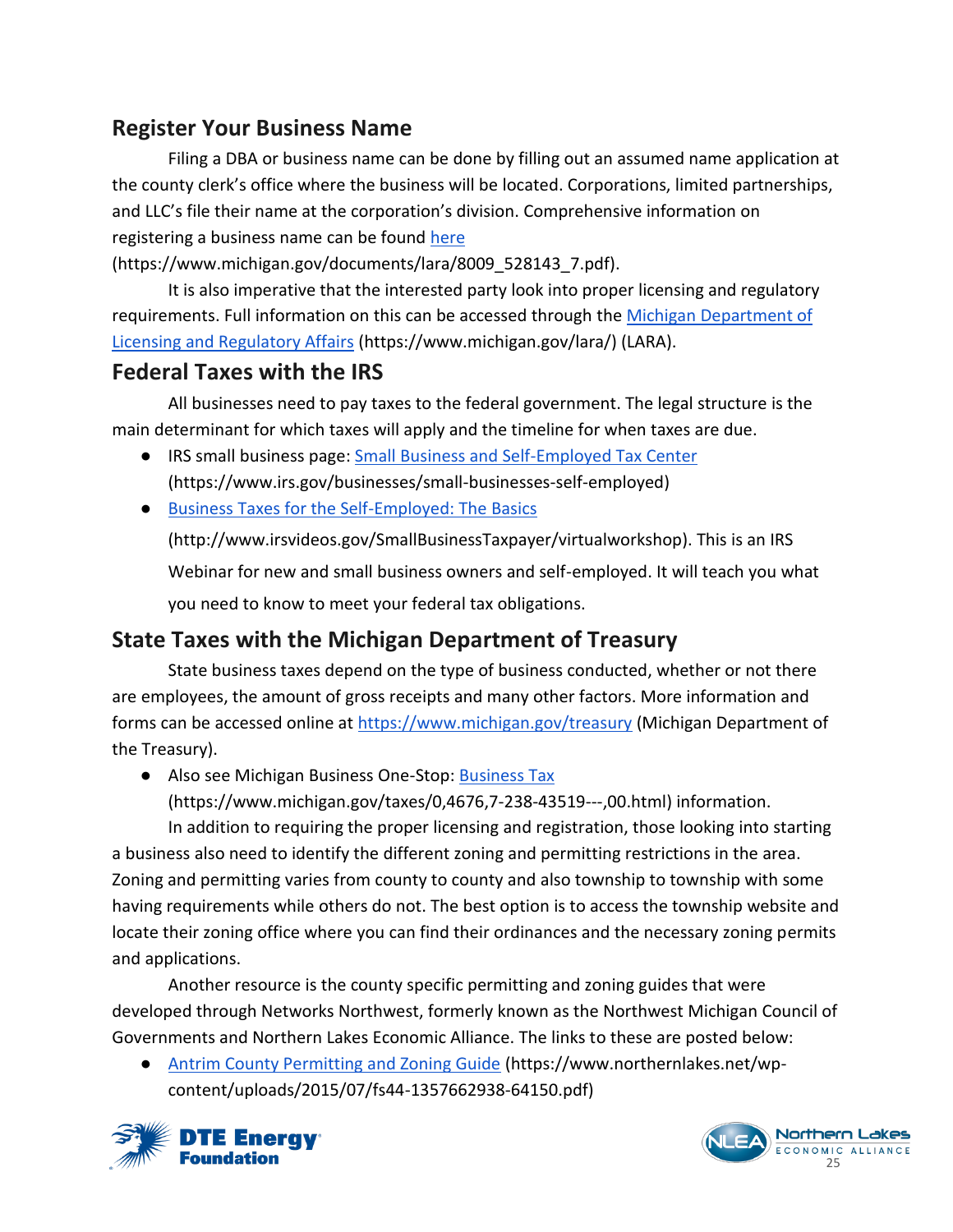## Register Your Business Name

Filing a DBA or business name can be done by filling out an assumed name application at the county clerk's office where the business will be located. Corporations, limited partnerships, and LLC's file their name at the corporation's division. Comprehensive information on registering a business name can be found here (https://www.michigan.gov/documents/lara/8009_528143_7.pdf).

It is also imperative that the interested party look into proper licensing and regulatory requirements. Full information on this can be accessed through the Michigan Department of Licensing and Regulatory Affairs (https://www.michigan.gov/lara/) (LARA).

## Federal Taxes with the IRS

All businesses need to pay taxes to the federal government. The legal structure is the main determinant for which taxes will apply and the timeline for when taxes are due.

- IRS small business page: Small Business and Self-Employed Tax Center (https://www.irs.gov/businesses/small-businesses-self-employed)
- Business Taxes for the Self-Employed: The Basics (http://www.irsvideos.gov/SmallBusinessTaxpayer/virtualworkshop). This is an IRS Webinar for new and small business owners and self-employed. It will teach you what you need to know to meet your federal tax obligations.

## State Taxes with the Michigan Department of Treasury

State business taxes depend on the type of business conducted, whether or not there are employees, the amount of gross receipts and many other factors. More information and forms can be accessed online at https://www.michigan.gov/treasury (Michigan Department of the Treasury).

- Also see Michigan Business One-Stop: Business Tax (https://www.michigan.gov/taxes/0,4676,7-238-43519---,00.html) information.

In addition to requiring the proper licensing and registration, those looking into starting a business also need to identify the different zoning and permitting restrictions in the area. Zoning and permitting varies from county to county and also township to township with some having requirements while others do not. The best option is to access the township website and locate their zoning office where you can find their ordinances and the necessary zoning permits and applications.

Another resource is the county specific permitting and zoning guides that were developed through Networks Northwest, formerly known as the Northwest Michigan Council of Governments and Northern Lakes Economic Alliance. The links to these are posted below:

- Antrim County Permitting and Zoning Guide (https://www.northernlakes.net/wp-content/uploads/2015/07/fs44-1357662938-64150.pdf)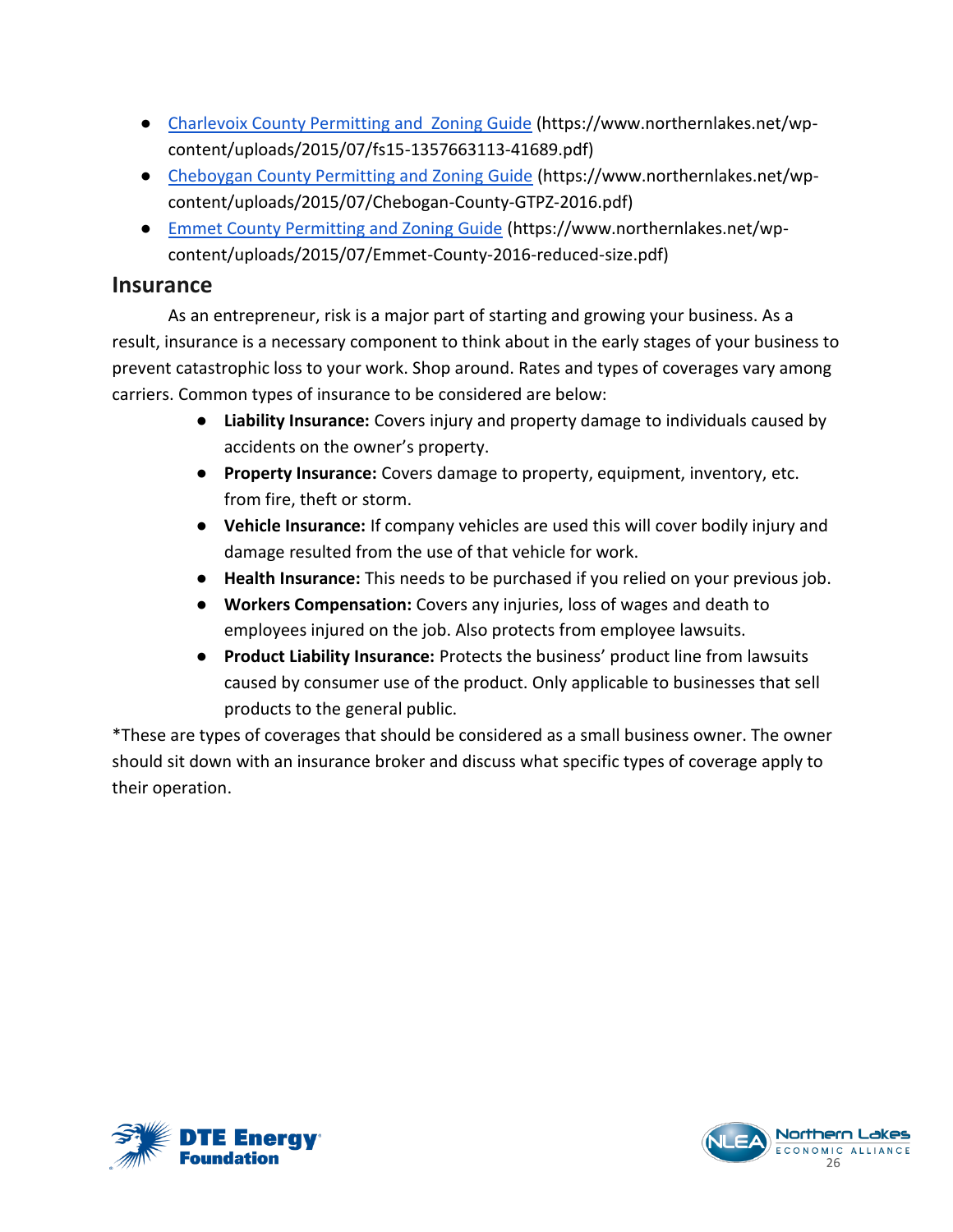- [Charlevoix County Permitting and  Zoning Guide](https://www.northernlakes.net/wp-content/uploads/2015/07/fs15-1357663113-41689.pdf) (https://www.northernlakes.net/wp-content/uploads/2015/07/fs15-1357663113-41689.pdf)
- [Cheboygan County Permitting and Zoning Guide](https://www.northernlakes.net/wp-content/uploads/2015/07/Chebogan-County-GTPZ-2016.pdf) (https://www.northernlakes.net/wp-content/uploads/2015/07/Chebogan-County-GTPZ-2016.pdf)
- [Emmet County Permitting and Zoning Guide](https://www.northernlakes.net/wp-content/uploads/2015/07/Emmet-County-2016-reduced-size.pdf) (https://www.northernlakes.net/wp-content/uploads/2015/07/Emmet-County-2016-reduced-size.pdf)

## Insurance

As an entrepreneur, risk is a major part of starting and growing your business. As a result, insurance is a necessary component to think about in the early stages of your business to prevent catastrophic loss to your work. Shop around. Rates and types of coverages vary among carriers. Common types of insurance to be considered are below:

- **Liability Insurance:** Covers injury and property damage to individuals caused by accidents on the owner's property.
- **Property Insurance:** Covers damage to property, equipment, inventory, etc. from fire, theft or storm.
- **Vehicle Insurance:** If company vehicles are used this will cover bodily injury and damage resulted from the use of that vehicle for work.
- **Health Insurance:** This needs to be purchased if you relied on your previous job.
- **Workers Compensation:** Covers any injuries, loss of wages and death to employees injured on the job. Also protects from employee lawsuits.
- **Product Liability Insurance:** Protects the business' product line from lawsuits caused by consumer use of the product. Only applicable to businesses that sell products to the general public.

*These are types of coverages that should be considered as a small business owner. The owner should sit down with an insurance broker and discuss what specific types of coverage apply to their operation.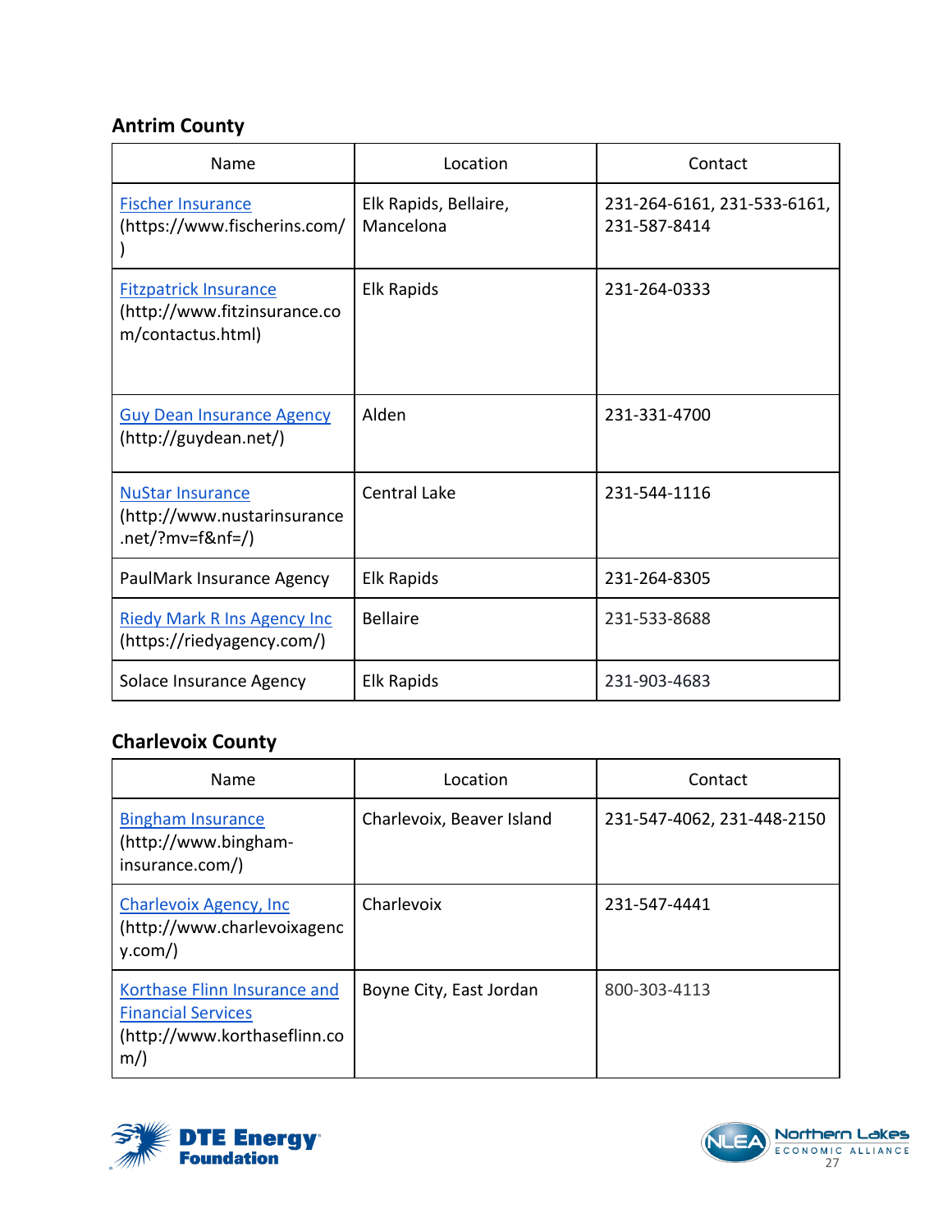### Antrim County

| Name | Location | Contact |
|---|---|---|
| Fischer Insurance (https://www.fischerins.com/) | Elk Rapids, Bellaire, Mancelona | 231-264-6161, 231-533-6161, 231-587-8414 |
| Fitzpatrick Insurance (http://www.fitzinsurance.com/contactus.html) | Elk Rapids | 231-264-0333 |
| Guy Dean Insurance Agency (http://guydean.net/) | Alden | 231-331-4700 |
| NuStar Insurance (http://www.nustarinsurance.net/?mv=f&nf=/) | Central Lake | 231-544-1116 |
| PaulMark Insurance Agency | Elk Rapids | 231-264-8305 |
| Riedy Mark R Ins Agency Inc (https://riedyagency.com/) | Bellaire | 231-533-8688 |
| Solace Insurance Agency | Elk Rapids | 231-903-4683 |

### Charlevoix County

| Name | Location | Contact |
|---|---|---|
| Bingham Insurance (http://www.bingham-insurance.com/) | Charlevoix, Beaver Island | 231-547-4062, 231-448-2150 |
| Charlevoix Agency, Inc (http://www.charlevoixagency.com/) | Charlevoix | 231-547-4441 |
| Korthase Flinn Insurance and Financial Services (http://www.korthaseflinn.com/) | Boyne City, East Jordan | 800-303-4113 |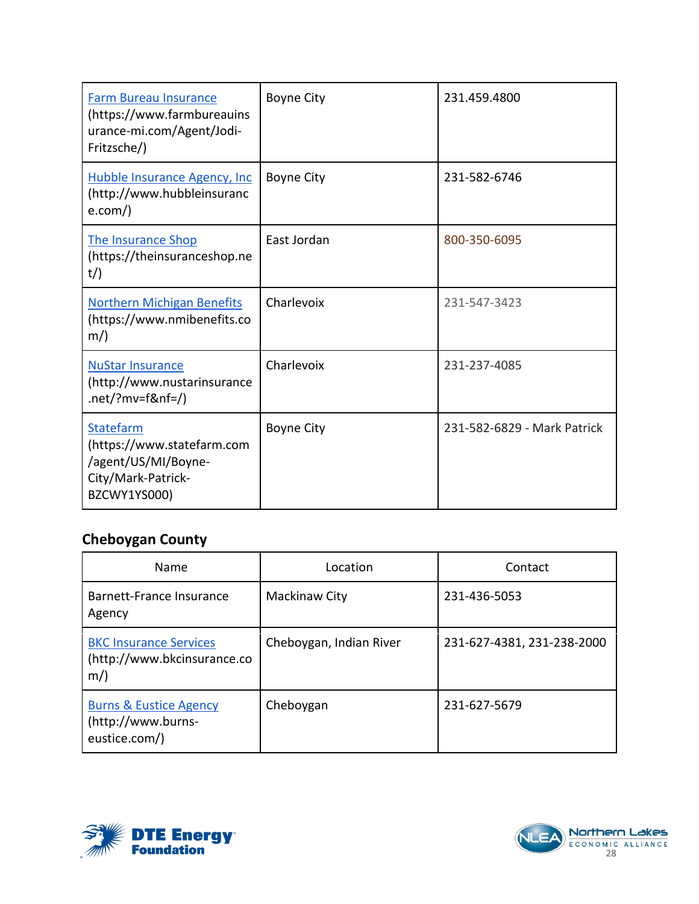| | | |
|---|---|---|
| Farm Bureau Insurance (https://www.farmbureauinsurance-mi.com/Agent/Jodi-Fritzsche/) | Boyne City | 231.459.4800 |
| Hubble Insurance Agency, Inc (http://www.hubbleinsurance.com/) | Boyne City | 231-582-6746 |
| The Insurance Shop (https://theinsuranceshop.net/) | East Jordan | 800-350-6095 |
| Northern Michigan Benefits (https://www.nmibenefits.com/) | Charlevoix | 231-547-3423 |
| NuStar Insurance (http://www.nustarinsurance.net/?mv=f&nf=/) | Charlevoix | 231-237-4085 |
| Statefarm (https://www.statefarm.com/agent/US/MI/Boyne-City/Mark-Patrick-BZCWY1YS000) | Boyne City | 231-582-6829 - Mark Patrick |

### Cheboygan County

| Name | Location | Contact |
|---|---|---|
| Barnett-France Insurance Agency | Mackinaw City | 231-436-5053 |
| BKC Insurance Services (http://www.bkcinsurance.com/) | Cheboygan, Indian River | 231-627-4381, 231-238-2000 |
| Burns & Eustice Agency (http://www.burns-eustice.com/) | Cheboygan | 231-627-5679 |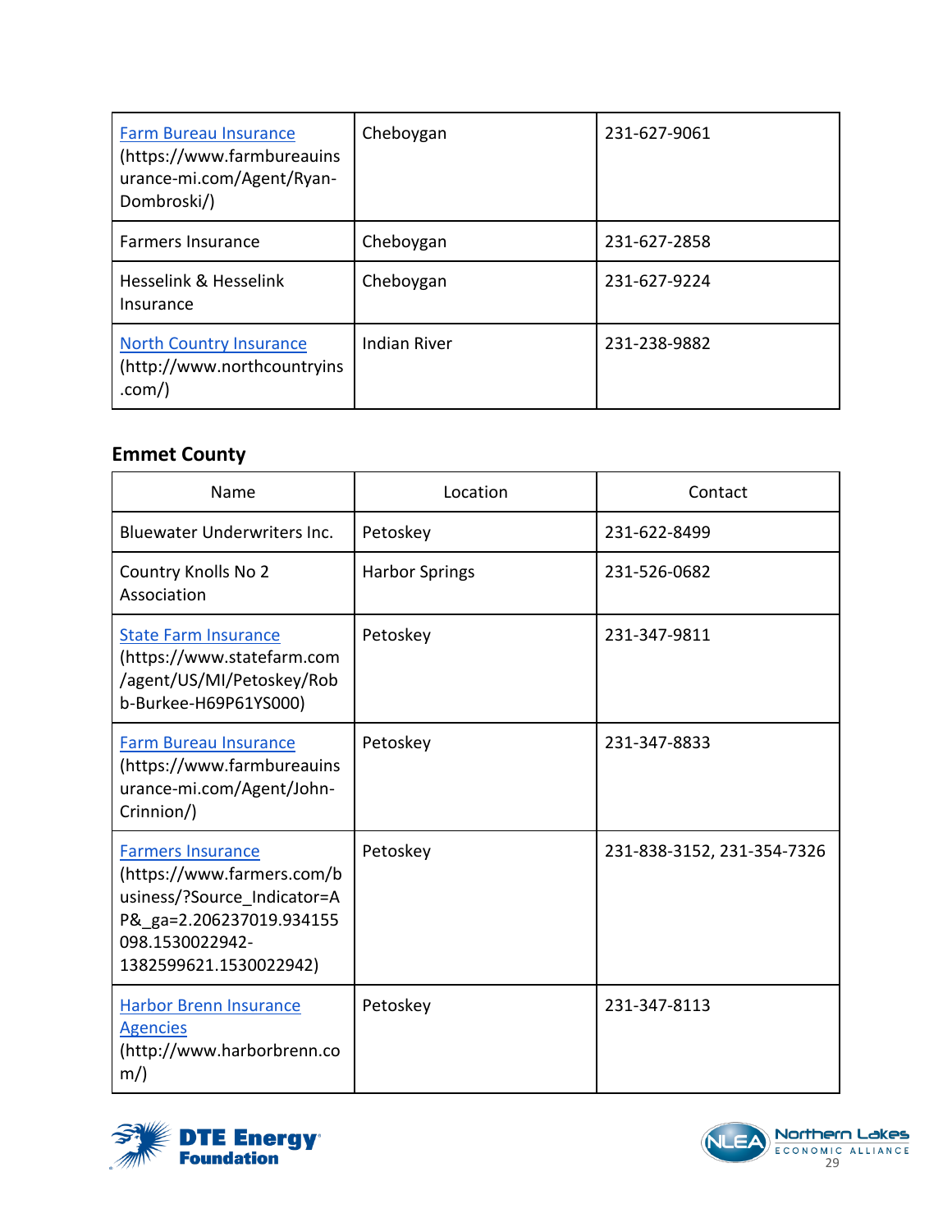| | | |
|---|---|---|
| Farm Bureau Insurance (https://www.farmbureauinsurance-mi.com/Agent/Ryan-Dombroski/) | Cheboygan | 231-627-9061 |
| Farmers Insurance | Cheboygan | 231-627-2858 |
| Hesselink & Hesselink Insurance | Cheboygan | 231-627-9224 |
| North Country Insurance (http://www.northcountryins.com/) | Indian River | 231-238-9882 |

### Emmet County

| Name | Location | Contact |
|---|---|---|
| Bluewater Underwriters Inc. | Petoskey | 231-622-8499 |
| Country Knolls No 2 Association | Harbor Springs | 231-526-0682 |
| State Farm Insurance (https://www.statefarm.com/agent/US/MI/Petoskey/Robb-Burkee-H69P61YS000) | Petoskey | 231-347-9811 |
| Farm Bureau Insurance (https://www.farmbureauinsurance-mi.com/Agent/John-Crinnion/) | Petoskey | 231-347-8833 |
| Farmers Insurance (https://www.farmers.com/business/?Source_Indicator=AP&_ga=2.206237019.934155098.1530022942-1382599621.1530022942) | Petoskey | 231-838-3152, 231-354-7326 |
| Harbor Brenn Insurance Agencies (http://www.harborbrenn.com/) | Petoskey | 231-347-8113 |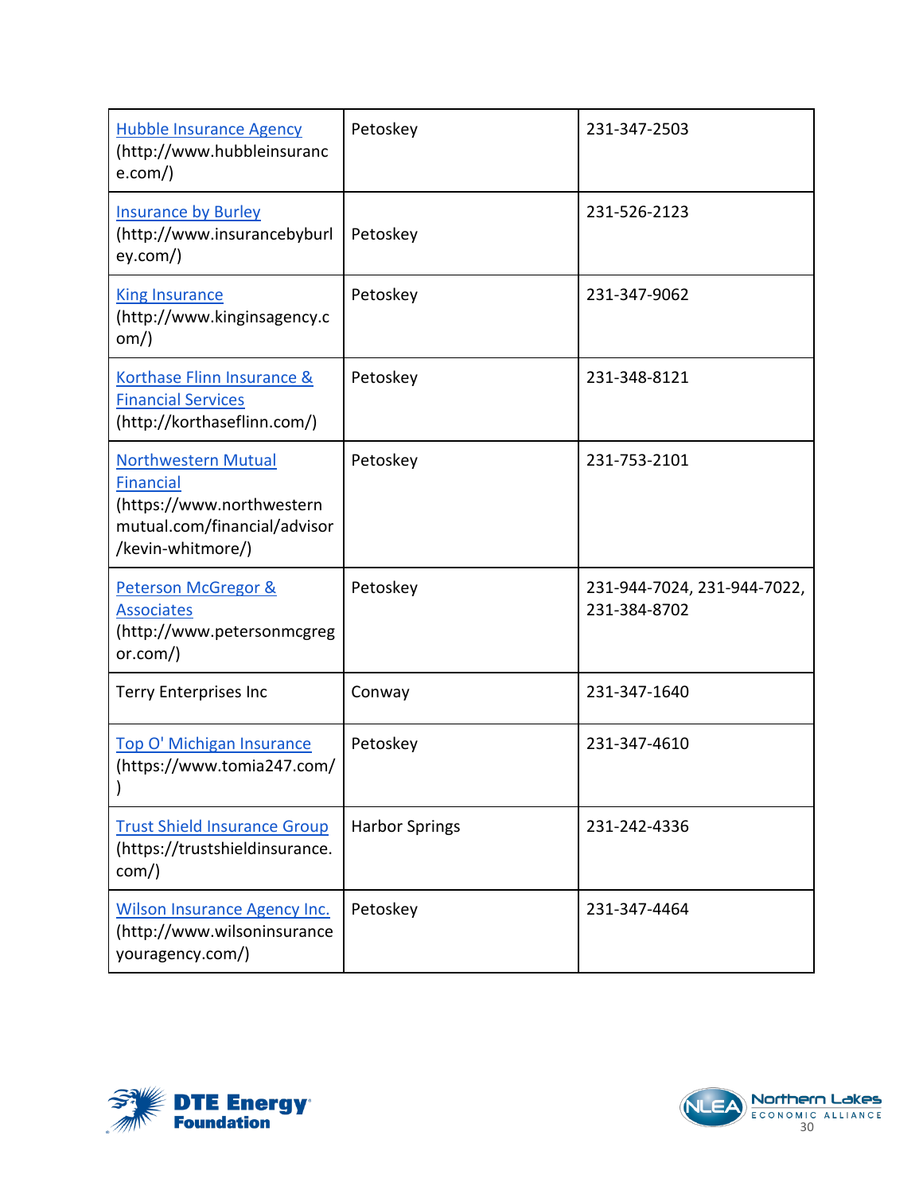| | | |
|---|---|---|
| Hubble Insurance Agency (http://www.hubbleinsurance.com/) | Petoskey | 231-347-2503 |
| Insurance by Burley (http://www.insurancebyburley.com/) | Petoskey | 231-526-2123 |
| King Insurance (http://www.kinginsagency.com/) | Petoskey | 231-347-9062 |
| Korthase Flinn Insurance & Financial Services (http://korthaseflinn.com/) | Petoskey | 231-348-8121 |
| Northwestern Mutual Financial (https://www.northwesternmutual.com/financial/advisor/kevin-whitmore/) | Petoskey | 231-753-2101 |
| Peterson McGregor & Associates (http://www.petersonmcgregor.com/) | Petoskey | 231-944-7024, 231-944-7022, 231-384-8702 |
| Terry Enterprises Inc | Conway | 231-347-1640 |
| Top O' Michigan Insurance (https://www.tomia247.com/) | Petoskey | 231-347-4610 |
| Trust Shield Insurance Group (https://trustshieldinsurance.com/) | Harbor Springs | 231-242-4336 |
| Wilson Insurance Agency Inc. (http://www.wilsoninsuranceyouragency.com/) | Petoskey | 231-347-4464 |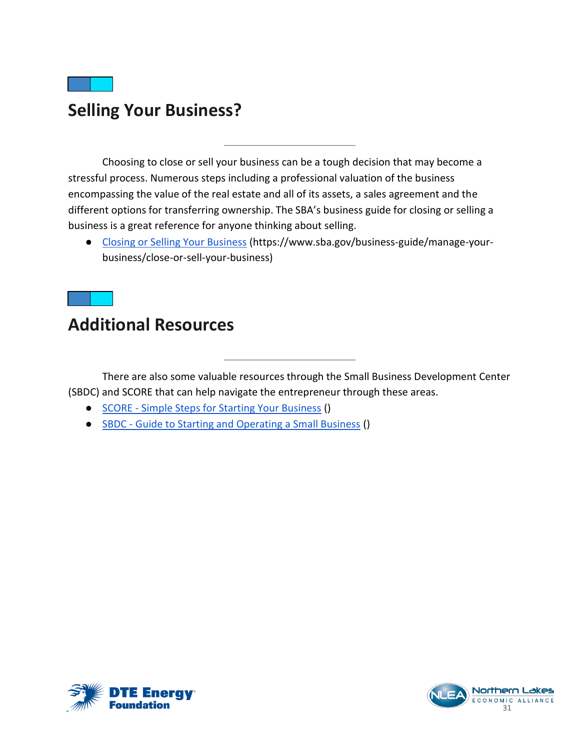## Selling Your Business?

Choosing to close or sell your business can be a tough decision that may become a stressful process. Numerous steps including a professional valuation of the business encompassing the value of the real estate and all of its assets, a sales agreement and the different options for transferring ownership. The SBA's business guide for closing or selling a business is a great reference for anyone thinking about selling.

- Closing or Selling Your Business (https://www.sba.gov/business-guide/manage-your-business/close-or-sell-your-business)

## Additional Resources

There are also some valuable resources through the Small Business Development Center (SBDC) and SCORE that can help navigate the entrepreneur through these areas.

- SCORE - Simple Steps for Starting Your Business ()
- SBDC - Guide to Starting and Operating a Small Business ()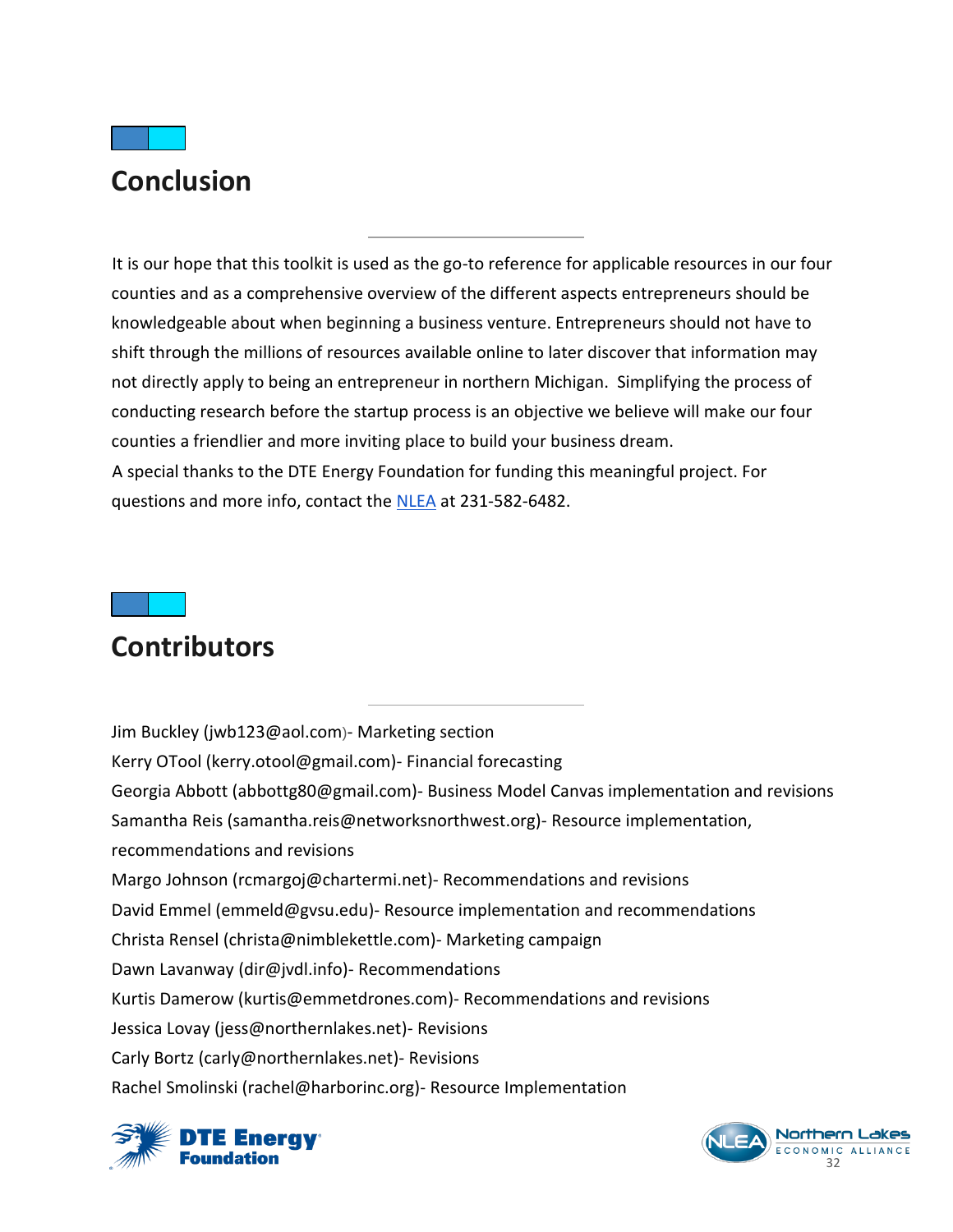## Conclusion

It is our hope that this toolkit is used as the go-to reference for applicable resources in our four counties and as a comprehensive overview of the different aspects entrepreneurs should be knowledgeable about when beginning a business venture. Entrepreneurs should not have to shift through the millions of resources available online to later discover that information may not directly apply to being an entrepreneur in northern Michigan. Simplifying the process of conducting research before the startup process is an objective we believe will make our four counties a friendlier and more inviting place to build your business dream.

A special thanks to the DTE Energy Foundation for funding this meaningful project. For questions and more info, contact the NLEA at 231-582-6482.

## Contributors

Jim Buckley (jwb123@aol.com)- Marketing section

Kerry OTool (kerry.otool@gmail.com)- Financial forecasting

Georgia Abbott (abbottg80@gmail.com)- Business Model Canvas implementation and revisions

Samantha Reis (samantha.reis@networksnorthwest.org)- Resource implementation, recommendations and revisions

Margo Johnson (rcmargoj@chartermi.net)- Recommendations and revisions

David Emmel (emmeld@gvsu.edu)- Resource implementation and recommendations

Christa Rensel (christa@nimblekettle.com)- Marketing campaign

Dawn Lavanway (dir@jvdl.info)- Recommendations

Kurtis Damerow (kurtis@emmetdrones.com)- Recommendations and revisions

Jessica Lovay (jess@northernlakes.net)- Revisions

Carly Bortz (carly@northernlakes.net)- Revisions

Rachel Smolinski (rachel@harborinc.org)- Resource Implementation

DTE Energy Foundation

Northern Lakes ECONOMIC ALLIANCE